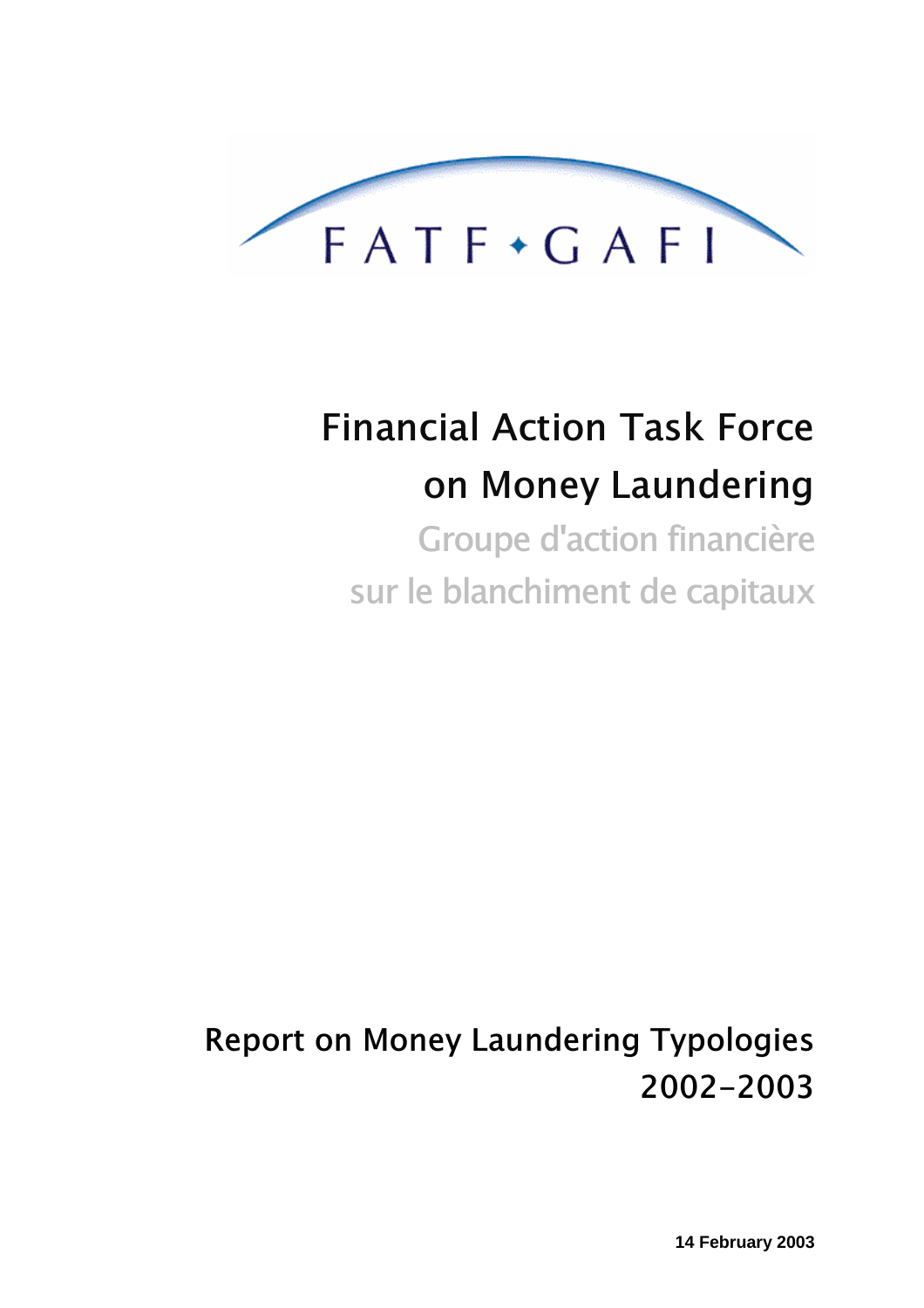FATF • GAFI

# Financial Action Task Force on Money Laundering

Groupe d'action financière sur le blanchiment de capitaux

## Report on Money Laundering Typologies 2002-2003

**14 February 2003**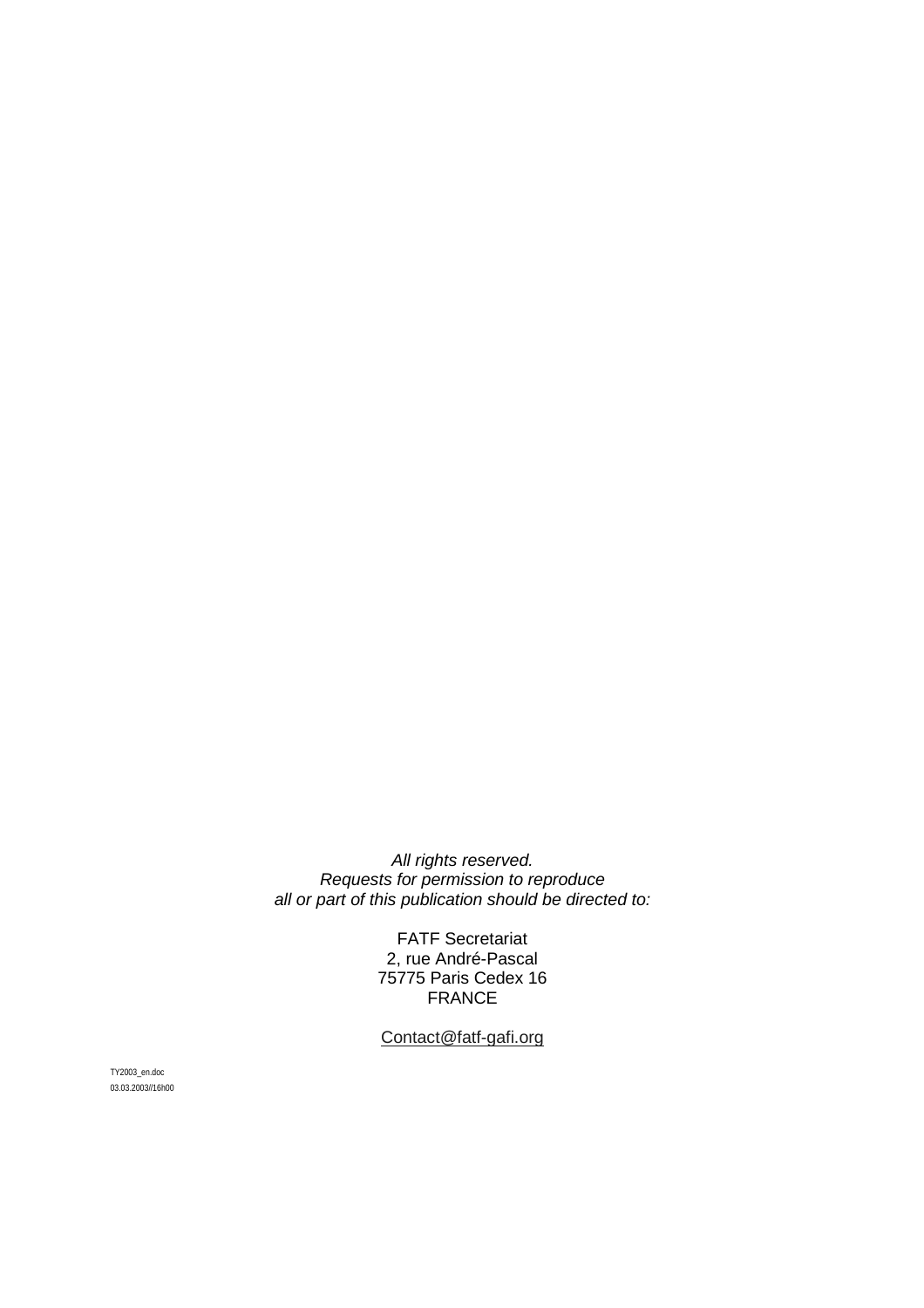*All rights reserved.*
*Requests for permission to reproduce*
*all or part of this publication should be directed to:*

FATF Secretariat
2, rue André-Pascal
75775 Paris Cedex 16
FRANCE

Contact@fatf-gafi.org

TY2003_en.doc
03.03.2003//16h00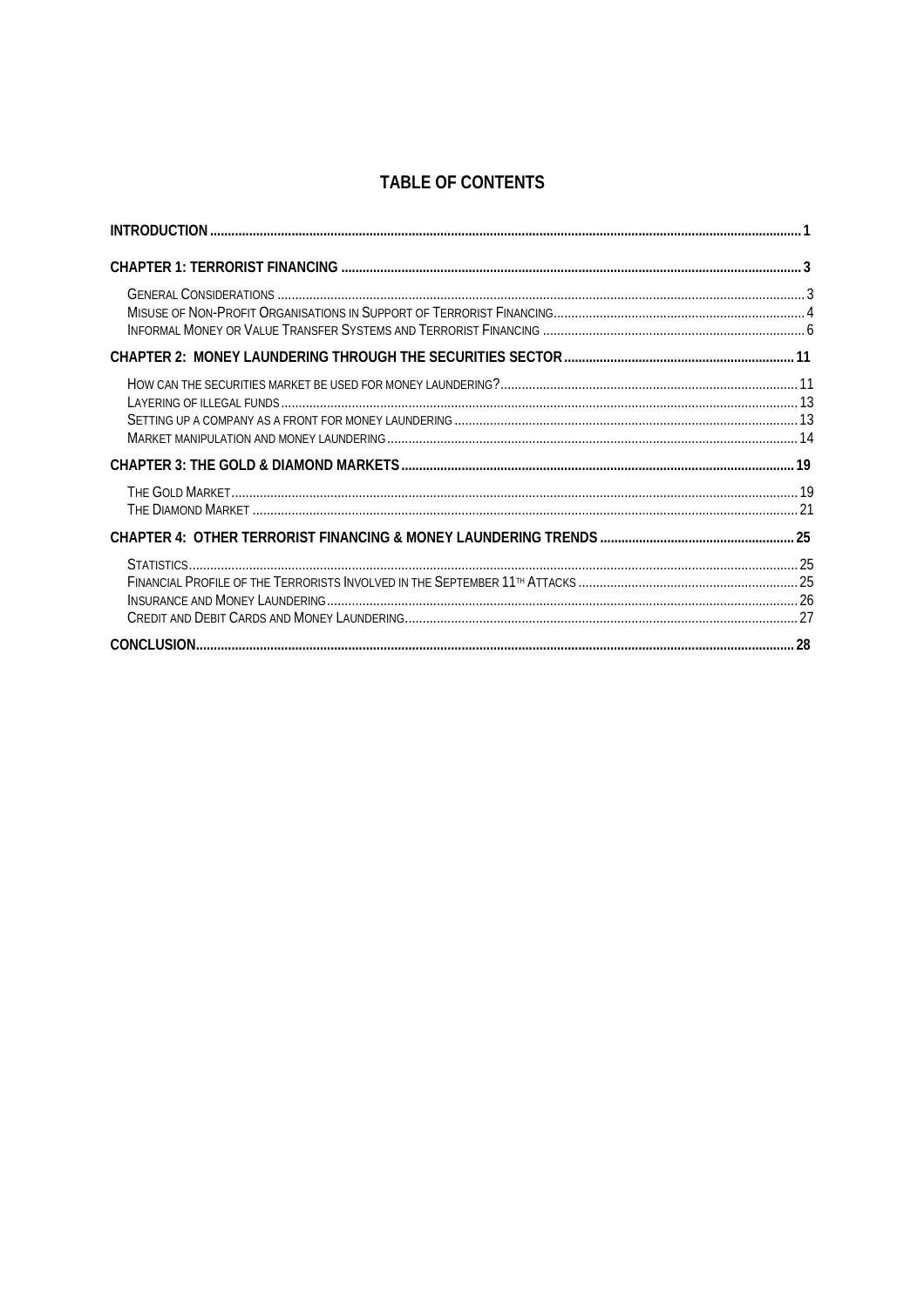# TABLE OF CONTENTS

| | |
|---|---|
| **INTRODUCTION** | **1** |
| **CHAPTER 1: TERRORIST FINANCING** | **3** |
| General Considerations | 3 |
| Misuse of Non-Profit Organisations in Support of Terrorist Financing | 4 |
| Informal Money or Value Transfer Systems and Terrorist Financing | 6 |
| **CHAPTER 2: MONEY LAUNDERING THROUGH THE SECURITIES SECTOR** | **11** |
| How can the securities market be used for money laundering? | 11 |
| Layering of illegal funds | 13 |
| Setting up a company as a front for money laundering | 13 |
| Market manipulation and money laundering | 14 |
| **CHAPTER 3: THE GOLD & DIAMOND MARKETS** | **19** |
| The Gold Market | 19 |
| The Diamond Market | 21 |
| **CHAPTER 4: OTHER TERRORIST FINANCING & MONEY LAUNDERING TRENDS** | **25** |
| Statistics | 25 |
| Financial Profile of the Terrorists Involved in the September 11th Attacks | 25 |
| Insurance and Money Laundering | 26 |
| Credit and Debit Cards and Money Laundering | 27 |
| **CONCLUSION** | **28** |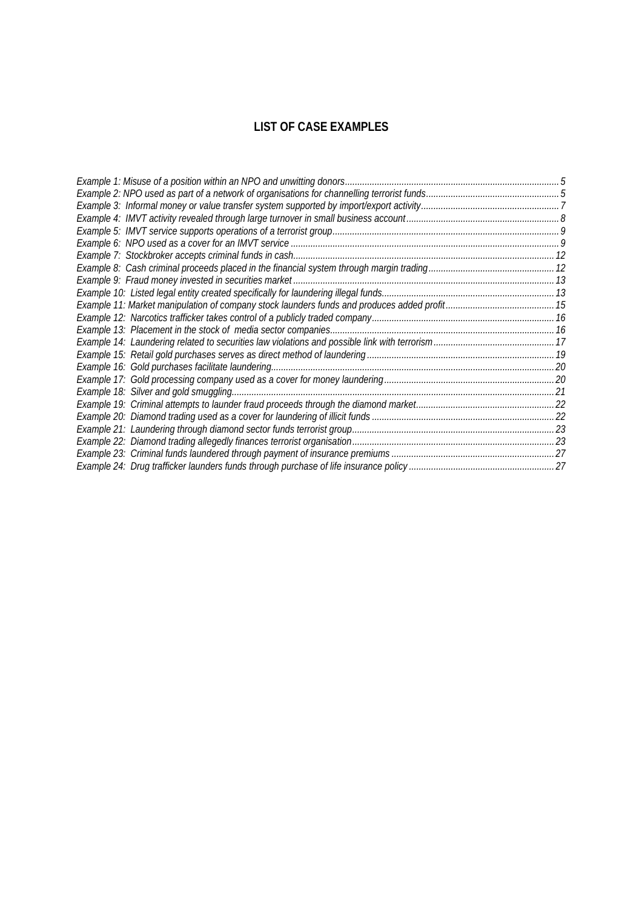## LIST OF CASE EXAMPLES

*Example 1: Misuse of a position within an NPO and unwitting donors* ........ 5
*Example 2: NPO used as part of a network of organisations for channelling terrorist funds* ........ 5
*Example 3: Informal money or value transfer system supported by import/export activity* ........ 7
*Example 4: IMVT activity revealed through large turnover in small business account* ........ 8
*Example 5: IMVT service supports operations of a terrorist group* ........ 9
*Example 6: NPO used as a cover for an IMVT service* ........ 9
*Example 7: Stockbroker accepts criminal funds in cash* ........ 12
*Example 8: Cash criminal proceeds placed in the financial system through margin trading* ........ 12
*Example 9: Fraud money invested in securities market* ........ 13
*Example 10: Listed legal entity created specifically for laundering illegal funds* ........ 13
*Example 11: Market manipulation of company stock launders funds and produces added profit* ........ 15
*Example 12: Narcotics trafficker takes control of a publicly traded company* ........ 16
*Example 13: Placement in the stock of media sector companies* ........ 16
*Example 14: Laundering related to securities law violations and possible link with terrorism* ........ 17
*Example 15: Retail gold purchases serves as direct method of laundering* ........ 19
*Example 16: Gold purchases facilitate laundering* ........ 20
*Example 17: Gold processing company used as a cover for money laundering* ........ 20
*Example 18: Silver and gold smuggling* ........ 21
*Example 19: Criminal attempts to launder fraud proceeds through the diamond market* ........ 22
*Example 20: Diamond trading used as a cover for laundering of illicit funds* ........ 22
*Example 21: Laundering through diamond sector funds terrorist group* ........ 23
*Example 22: Diamond trading allegedly finances terrorist organisation* ........ 23
*Example 23: Criminal funds laundered through payment of insurance premiums* ........ 27
*Example 24: Drug trafficker launders funds through purchase of life insurance policy* ........ 27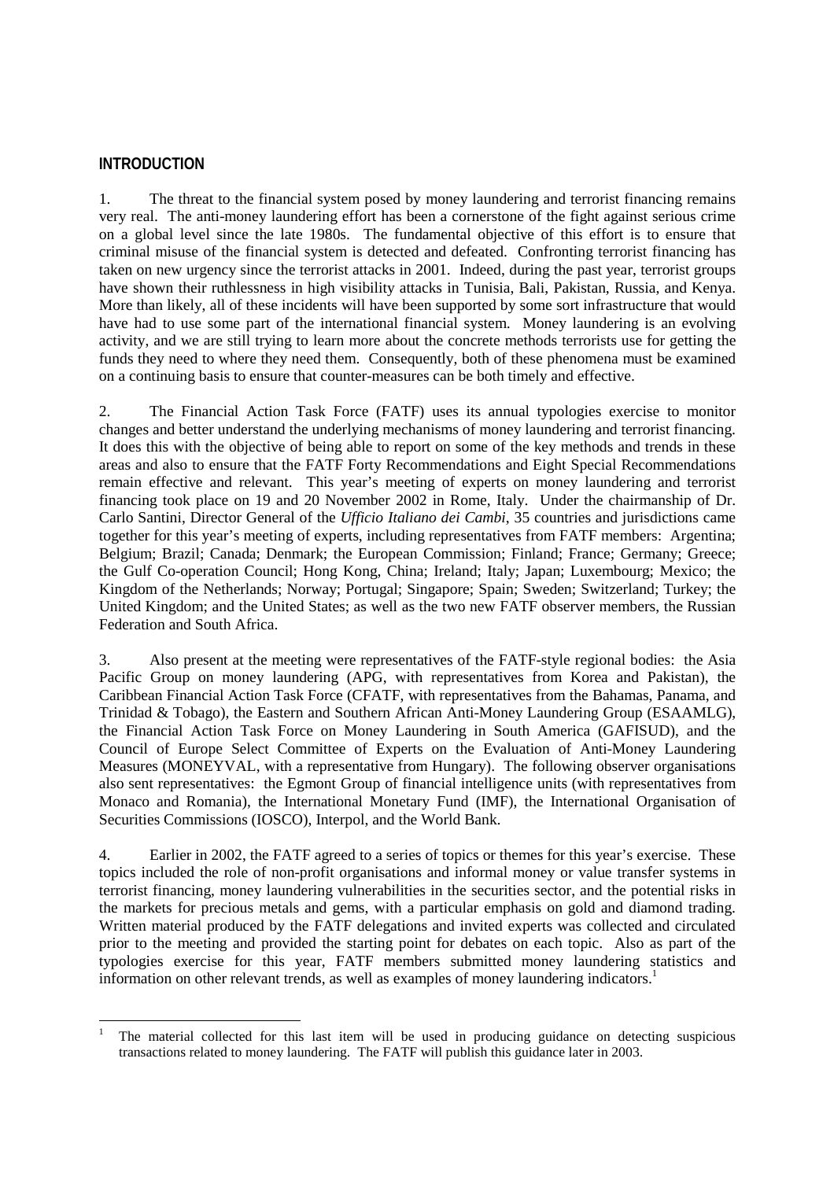## INTRODUCTION

1. The threat to the financial system posed by money laundering and terrorist financing remains very real. The anti-money laundering effort has been a cornerstone of the fight against serious crime on a global level since the late 1980s. The fundamental objective of this effort is to ensure that criminal misuse of the financial system is detected and defeated. Confronting terrorist financing has taken on new urgency since the terrorist attacks in 2001. Indeed, during the past year, terrorist groups have shown their ruthlessness in high visibility attacks in Tunisia, Bali, Pakistan, Russia, and Kenya. More than likely, all of these incidents will have been supported by some sort infrastructure that would have had to use some part of the international financial system. Money laundering is an evolving activity, and we are still trying to learn more about the concrete methods terrorists use for getting the funds they need to where they need them. Consequently, both of these phenomena must be examined on a continuing basis to ensure that counter-measures can be both timely and effective.

2. The Financial Action Task Force (FATF) uses its annual typologies exercise to monitor changes and better understand the underlying mechanisms of money laundering and terrorist financing. It does this with the objective of being able to report on some of the key methods and trends in these areas and also to ensure that the FATF Forty Recommendations and Eight Special Recommendations remain effective and relevant. This year's meeting of experts on money laundering and terrorist financing took place on 19 and 20 November 2002 in Rome, Italy. Under the chairmanship of Dr. Carlo Santini, Director General of the *Ufficio Italiano dei Cambi*, 35 countries and jurisdictions came together for this year's meeting of experts, including representatives from FATF members: Argentina; Belgium; Brazil; Canada; Denmark; the European Commission; Finland; France; Germany; Greece; the Gulf Co-operation Council; Hong Kong, China; Ireland; Italy; Japan; Luxembourg; Mexico; the Kingdom of the Netherlands; Norway; Portugal; Singapore; Spain; Sweden; Switzerland; Turkey; the United Kingdom; and the United States; as well as the two new FATF observer members, the Russian Federation and South Africa.

3. Also present at the meeting were representatives of the FATF-style regional bodies: the Asia Pacific Group on money laundering (APG, with representatives from Korea and Pakistan), the Caribbean Financial Action Task Force (CFATF, with representatives from the Bahamas, Panama, and Trinidad & Tobago), the Eastern and Southern African Anti-Money Laundering Group (ESAAMLG), the Financial Action Task Force on Money Laundering in South America (GAFISUD), and the Council of Europe Select Committee of Experts on the Evaluation of Anti-Money Laundering Measures (MONEYVAL, with a representative from Hungary). The following observer organisations also sent representatives: the Egmont Group of financial intelligence units (with representatives from Monaco and Romania), the International Monetary Fund (IMF), the International Organisation of Securities Commissions (IOSCO), Interpol, and the World Bank.

4. Earlier in 2002, the FATF agreed to a series of topics or themes for this year's exercise. These topics included the role of non-profit organisations and informal money or value transfer systems in terrorist financing, money laundering vulnerabilities in the securities sector, and the potential risks in the markets for precious metals and gems, with a particular emphasis on gold and diamond trading. Written material produced by the FATF delegations and invited experts was collected and circulated prior to the meeting and provided the starting point for debates on each topic. Also as part of the typologies exercise for this year, FATF members submitted money laundering statistics and information on other relevant trends, as well as examples of money laundering indicators.[1]

---

[1] The material collected for this last item will be used in producing guidance on detecting suspicious transactions related to money laundering. The FATF will publish this guidance later in 2003.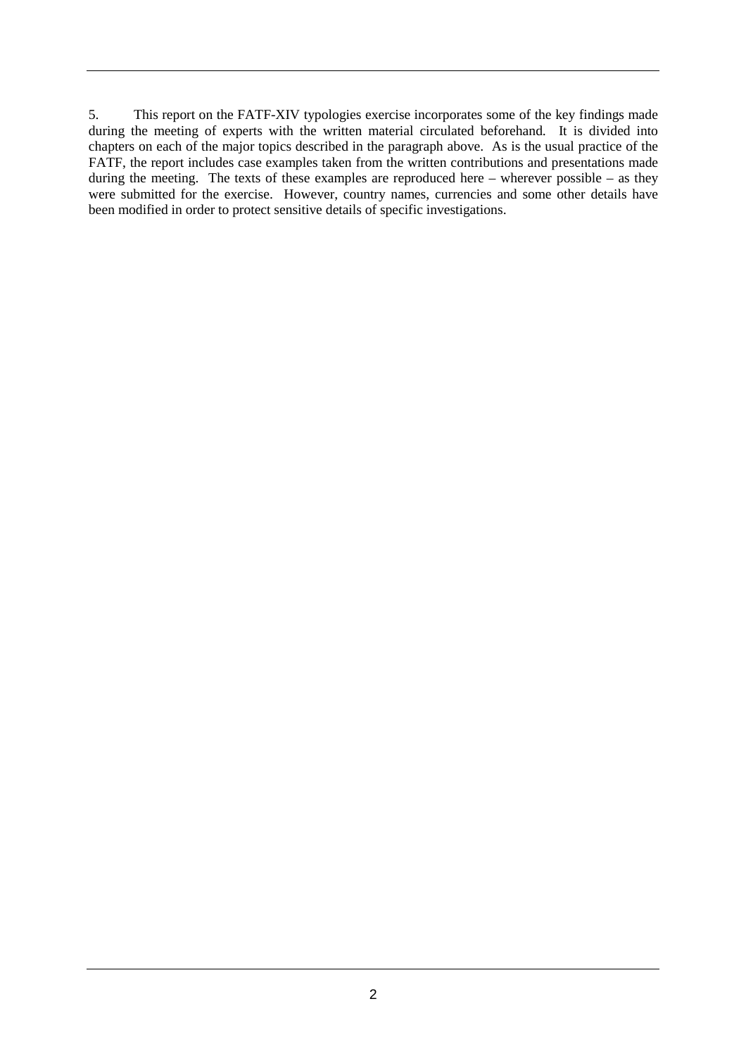5. This report on the FATF-XIV typologies exercise incorporates some of the key findings made during the meeting of experts with the written material circulated beforehand. It is divided into chapters on each of the major topics described in the paragraph above. As is the usual practice of the FATF, the report includes case examples taken from the written contributions and presentations made during the meeting. The texts of these examples are reproduced here – wherever possible – as they were submitted for the exercise. However, country names, currencies and some other details have been modified in order to protect sensitive details of specific investigations.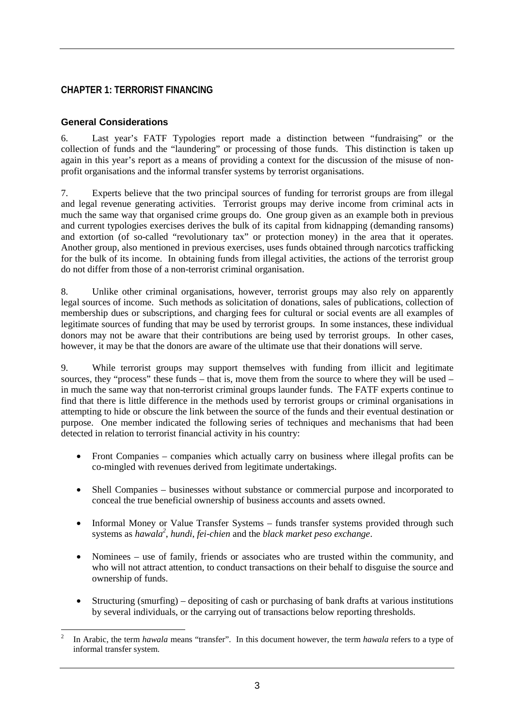## CHAPTER 1: TERRORIST FINANCING

### General Considerations

6. Last year's FATF Typologies report made a distinction between "fundraising" or the collection of funds and the "laundering" or processing of those funds. This distinction is taken up again in this year's report as a means of providing a context for the discussion of the misuse of non-profit organisations and the informal transfer systems by terrorist organisations.

7. Experts believe that the two principal sources of funding for terrorist groups are from illegal and legal revenue generating activities. Terrorist groups may derive income from criminal acts in much the same way that organised crime groups do. One group given as an example both in previous and current typologies exercises derives the bulk of its capital from kidnapping (demanding ransoms) and extortion (of so-called "revolutionary tax" or protection money) in the area that it operates. Another group, also mentioned in previous exercises, uses funds obtained through narcotics trafficking for the bulk of its income. In obtaining funds from illegal activities, the actions of the terrorist group do not differ from those of a non-terrorist criminal organisation.

8. Unlike other criminal organisations, however, terrorist groups may also rely on apparently legal sources of income. Such methods as solicitation of donations, sales of publications, collection of membership dues or subscriptions, and charging fees for cultural or social events are all examples of legitimate sources of funding that may be used by terrorist groups. In some instances, these individual donors may not be aware that their contributions are being used by terrorist groups. In other cases, however, it may be that the donors are aware of the ultimate use that their donations will serve.

9. While terrorist groups may support themselves with funding from illicit and legitimate sources, they "process" these funds – that is, move them from the source to where they will be used – in much the same way that non-terrorist criminal groups launder funds. The FATF experts continue to find that there is little difference in the methods used by terrorist groups or criminal organisations in attempting to hide or obscure the link between the source of the funds and their eventual destination or purpose. One member indicated the following series of techniques and mechanisms that had been detected in relation to terrorist financial activity in his country:

- Front Companies – companies which actually carry on business where illegal profits can be co-mingled with revenues derived from legitimate undertakings.
- Shell Companies – businesses without substance or commercial purpose and incorporated to conceal the true beneficial ownership of business accounts and assets owned.
- Informal Money or Value Transfer Systems – funds transfer systems provided through such systems as *hawala*[2], *hundi, fei-chien* and the *black market peso exchange*.
- Nominees – use of family, friends or associates who are trusted within the community, and who will not attract attention, to conduct transactions on their behalf to disguise the source and ownership of funds.
- Structuring (smurfing) – depositing of cash or purchasing of bank drafts at various institutions by several individuals, or the carrying out of transactions below reporting thresholds.

---

[2] In Arabic, the term *hawala* means "transfer". In this document however, the term *hawala* refers to a type of informal transfer system.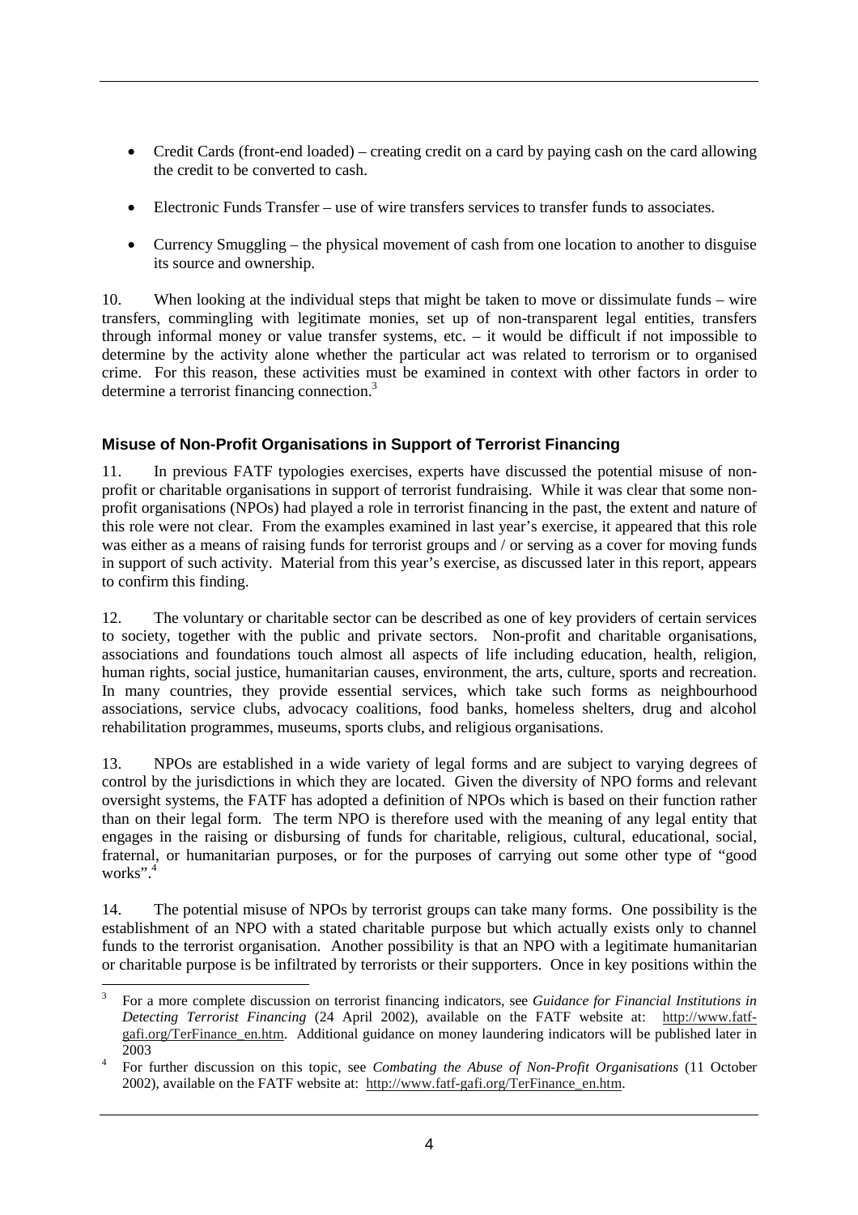- Credit Cards (front-end loaded) – creating credit on a card by paying cash on the card allowing the credit to be converted to cash.
- Electronic Funds Transfer – use of wire transfers services to transfer funds to associates.
- Currency Smuggling – the physical movement of cash from one location to another to disguise its source and ownership.

10. When looking at the individual steps that might be taken to move or dissimulate funds – wire transfers, commingling with legitimate monies, set up of non-transparent legal entities, transfers through informal money or value transfer systems, etc. – it would be difficult if not impossible to determine by the activity alone whether the particular act was related to terrorism or to organised crime. For this reason, these activities must be examined in context with other factors in order to determine a terrorist financing connection.[3]

## Misuse of Non-Profit Organisations in Support of Terrorist Financing

11. In previous FATF typologies exercises, experts have discussed the potential misuse of non-profit or charitable organisations in support of terrorist fundraising. While it was clear that some non-profit organisations (NPOs) had played a role in terrorist financing in the past, the extent and nature of this role were not clear. From the examples examined in last year's exercise, it appeared that this role was either as a means of raising funds for terrorist groups and / or serving as a cover for moving funds in support of such activity. Material from this year's exercise, as discussed later in this report, appears to confirm this finding.

12. The voluntary or charitable sector can be described as one of key providers of certain services to society, together with the public and private sectors. Non-profit and charitable organisations, associations and foundations touch almost all aspects of life including education, health, religion, human rights, social justice, humanitarian causes, environment, the arts, culture, sports and recreation. In many countries, they provide essential services, which take such forms as neighbourhood associations, service clubs, advocacy coalitions, food banks, homeless shelters, drug and alcohol rehabilitation programmes, museums, sports clubs, and religious organisations.

13. NPOs are established in a wide variety of legal forms and are subject to varying degrees of control by the jurisdictions in which they are located. Given the diversity of NPO forms and relevant oversight systems, the FATF has adopted a definition of NPOs which is based on their function rather than on their legal form. The term NPO is therefore used with the meaning of any legal entity that engages in the raising or disbursing of funds for charitable, religious, cultural, educational, social, fraternal, or humanitarian purposes, or for the purposes of carrying out some other type of "good works".[4]

14. The potential misuse of NPOs by terrorist groups can take many forms. One possibility is the establishment of an NPO with a stated charitable purpose but which actually exists only to channel funds to the terrorist organisation. Another possibility is that an NPO with a legitimate humanitarian or charitable purpose is be infiltrated by terrorists or their supporters. Once in key positions within the

---

[3] For a more complete discussion on terrorist financing indicators, see *Guidance for Financial Institutions in Detecting Terrorist Financing* (24 April 2002), available on the FATF website at: http://www.fatf-gafi.org/TerFinance_en.htm. Additional guidance on money laundering indicators will be published later in 2003

[4] For further discussion on this topic, see *Combating the Abuse of Non-Profit Organisations* (11 October 2002), available on the FATF website at: http://www.fatf-gafi.org/TerFinance_en.htm.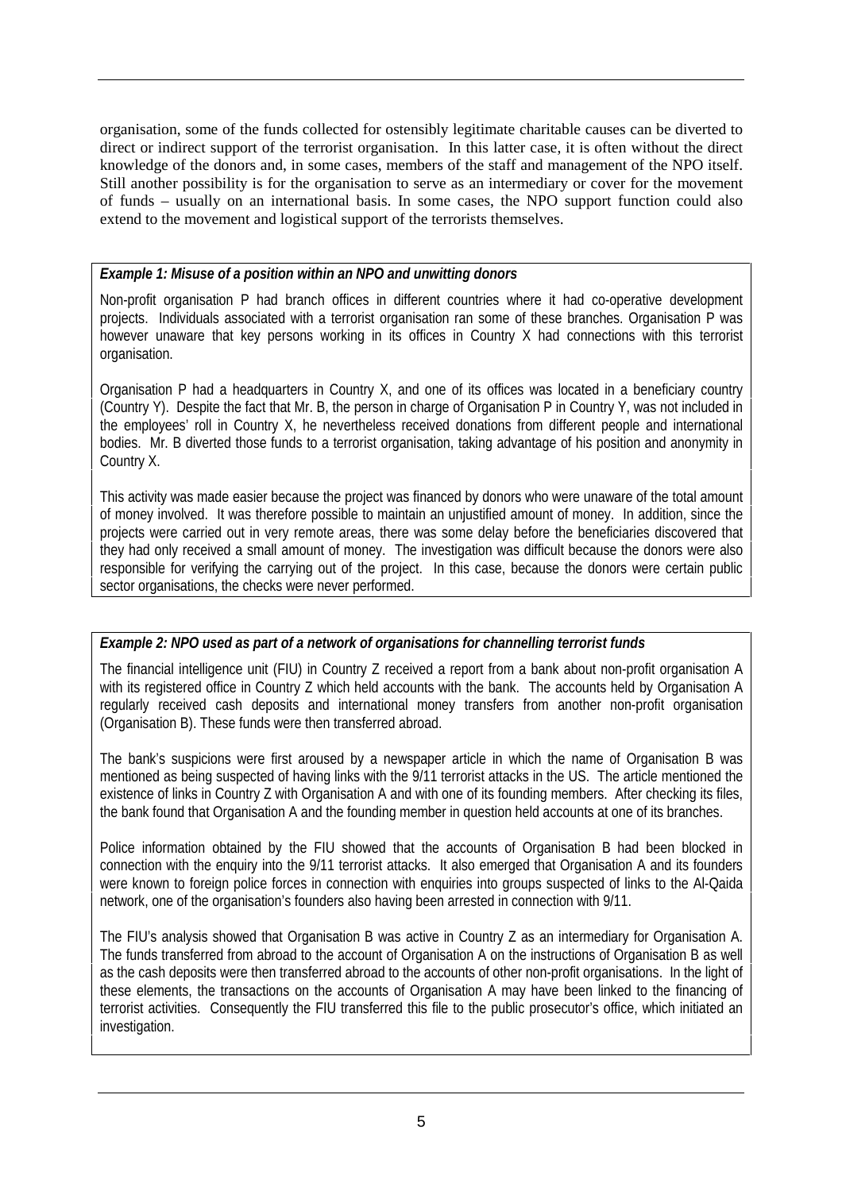organisation, some of the funds collected for ostensibly legitimate charitable causes can be diverted to direct or indirect support of the terrorist organisation. In this latter case, it is often without the direct knowledge of the donors and, in some cases, members of the staff and management of the NPO itself. Still another possibility is for the organisation to serve as an intermediary or cover for the movement of funds – usually on an international basis. In some cases, the NPO support function could also extend to the movement and logistical support of the terrorists themselves.

***Example 1: Misuse of a position within an NPO and unwitting donors***

Non-profit organisation P had branch offices in different countries where it had co-operative development projects. Individuals associated with a terrorist organisation ran some of these branches. Organisation P was however unaware that key persons working in its offices in Country X had connections with this terrorist organisation.

Organisation P had a headquarters in Country X, and one of its offices was located in a beneficiary country (Country Y). Despite the fact that Mr. B, the person in charge of Organisation P in Country Y, was not included in the employees' roll in Country X, he nevertheless received donations from different people and international bodies. Mr. B diverted those funds to a terrorist organisation, taking advantage of his position and anonymity in Country X.

This activity was made easier because the project was financed by donors who were unaware of the total amount of money involved. It was therefore possible to maintain an unjustified amount of money. In addition, since the projects were carried out in very remote areas, there was some delay before the beneficiaries discovered that they had only received a small amount of money. The investigation was difficult because the donors were also responsible for verifying the carrying out of the project. In this case, because the donors were certain public sector organisations, the checks were never performed.

***Example 2: NPO used as part of a network of organisations for channelling terrorist funds***

The financial intelligence unit (FIU) in Country Z received a report from a bank about non-profit organisation A with its registered office in Country Z which held accounts with the bank. The accounts held by Organisation A regularly received cash deposits and international money transfers from another non-profit organisation (Organisation B). These funds were then transferred abroad.

The bank's suspicions were first aroused by a newspaper article in which the name of Organisation B was mentioned as being suspected of having links with the 9/11 terrorist attacks in the US. The article mentioned the existence of links in Country Z with Organisation A and with one of its founding members. After checking its files, the bank found that Organisation A and the founding member in question held accounts at one of its branches.

Police information obtained by the FIU showed that the accounts of Organisation B had been blocked in connection with the enquiry into the 9/11 terrorist attacks. It also emerged that Organisation A and its founders were known to foreign police forces in connection with enquiries into groups suspected of links to the Al-Qaida network, one of the organisation's founders also having been arrested in connection with 9/11.

The FIU's analysis showed that Organisation B was active in Country Z as an intermediary for Organisation A. The funds transferred from abroad to the account of Organisation A on the instructions of Organisation B as well as the cash deposits were then transferred abroad to the accounts of other non-profit organisations. In the light of these elements, the transactions on the accounts of Organisation A may have been linked to the financing of terrorist activities. Consequently the FIU transferred this file to the public prosecutor's office, which initiated an investigation.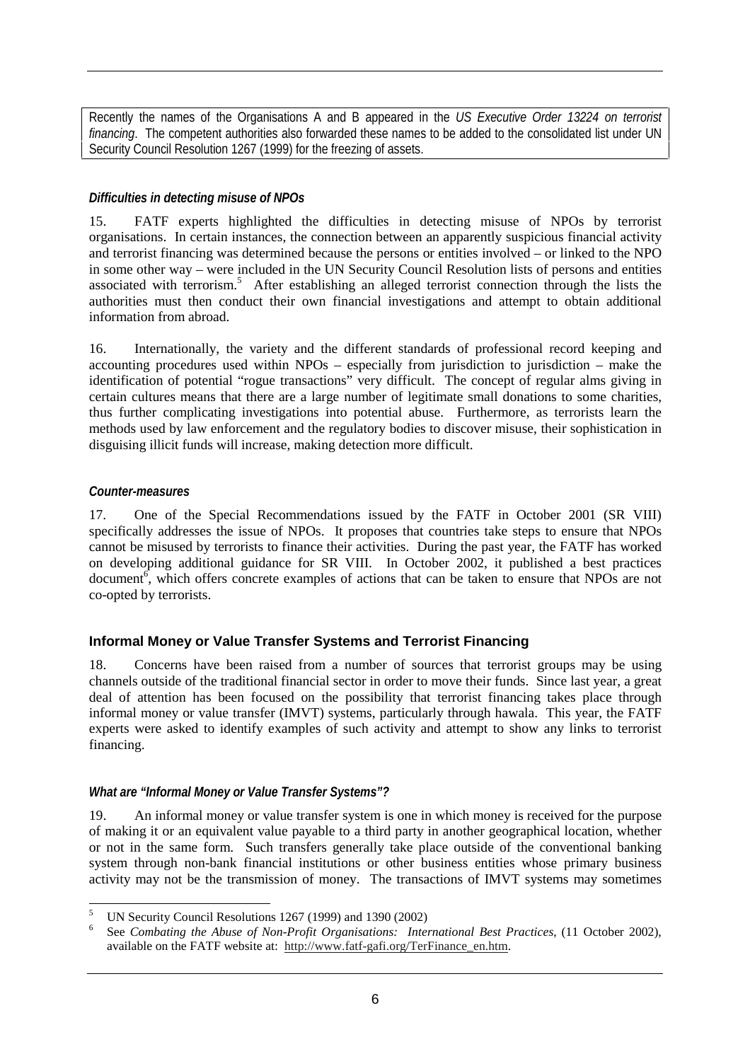Recently the names of the Organisations A and B appeared in the *US Executive Order 13224 on terrorist financing*. The competent authorities also forwarded these names to be added to the consolidated list under UN Security Council Resolution 1267 (1999) for the freezing of assets.

#### *Difficulties in detecting misuse of NPOs*

15. FATF experts highlighted the difficulties in detecting misuse of NPOs by terrorist organisations. In certain instances, the connection between an apparently suspicious financial activity and terrorist financing was determined because the persons or entities involved – or linked to the NPO in some other way – were included in the UN Security Council Resolution lists of persons and entities associated with terrorism.[5] After establishing an alleged terrorist connection through the lists the authorities must then conduct their own financial investigations and attempt to obtain additional information from abroad.

16. Internationally, the variety and the different standards of professional record keeping and accounting procedures used within NPOs – especially from jurisdiction to jurisdiction – make the identification of potential "rogue transactions" very difficult. The concept of regular alms giving in certain cultures means that there are a large number of legitimate small donations to some charities, thus further complicating investigations into potential abuse. Furthermore, as terrorists learn the methods used by law enforcement and the regulatory bodies to discover misuse, their sophistication in disguising illicit funds will increase, making detection more difficult.

#### *Counter-measures*

17. One of the Special Recommendations issued by the FATF in October 2001 (SR VIII) specifically addresses the issue of NPOs. It proposes that countries take steps to ensure that NPOs cannot be misused by terrorists to finance their activities. During the past year, the FATF has worked on developing additional guidance for SR VIII. In October 2002, it published a best practices document[6], which offers concrete examples of actions that can be taken to ensure that NPOs are not co-opted by terrorists.

### Informal Money or Value Transfer Systems and Terrorist Financing

18. Concerns have been raised from a number of sources that terrorist groups may be using channels outside of the traditional financial sector in order to move their funds. Since last year, a great deal of attention has been focused on the possibility that terrorist financing takes place through informal money or value transfer (IMVT) systems, particularly through hawala. This year, the FATF experts were asked to identify examples of such activity and attempt to show any links to terrorist financing.

#### *What are "Informal Money or Value Transfer Systems"?*

19. An informal money or value transfer system is one in which money is received for the purpose of making it or an equivalent value payable to a third party in another geographical location, whether or not in the same form. Such transfers generally take place outside of the conventional banking system through non-bank financial institutions or other business entities whose primary business activity may not be the transmission of money. The transactions of IMVT systems may sometimes

---

[5] UN Security Council Resolutions 1267 (1999) and 1390 (2002)

[6] See *Combating the Abuse of Non-Profit Organisations: International Best Practices*, (11 October 2002), available on the FATF website at: http://www.fatf-gafi.org/TerFinance_en.htm.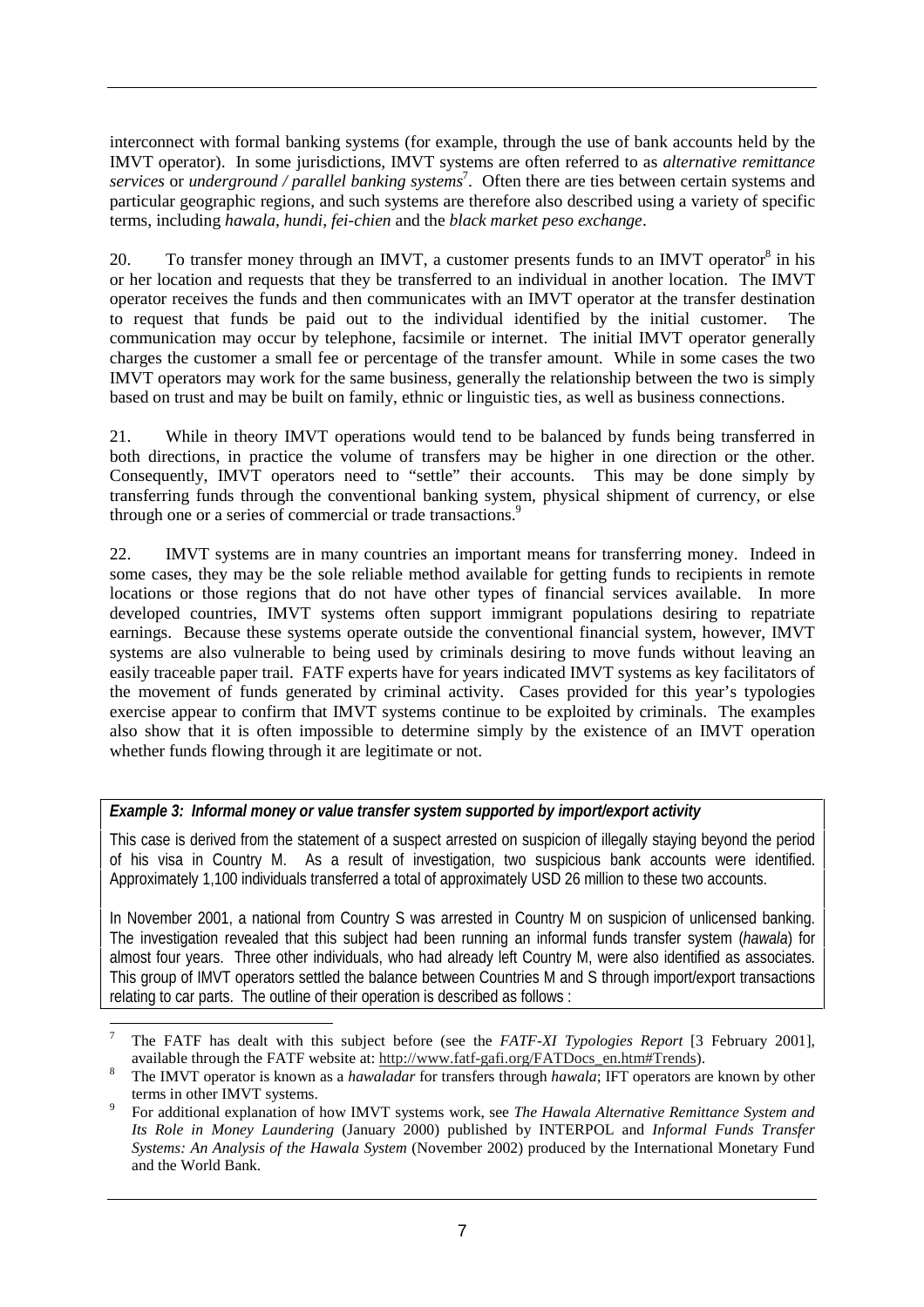interconnect with formal banking systems (for example, through the use of bank accounts held by the IMVT operator). In some jurisdictions, IMVT systems are often referred to as *alternative remittance services* or *underground / parallel banking systems*[7]. Often there are ties between certain systems and particular geographic regions, and such systems are therefore also described using a variety of specific terms, including *hawala*, *hundi*, *fei-chien* and the *black market peso exchange*.

20. To transfer money through an IMVT, a customer presents funds to an IMVT operator[8] in his or her location and requests that they be transferred to an individual in another location. The IMVT operator receives the funds and then communicates with an IMVT operator at the transfer destination to request that funds be paid out to the individual identified by the initial customer. The communication may occur by telephone, facsimile or internet. The initial IMVT operator generally charges the customer a small fee or percentage of the transfer amount. While in some cases the two IMVT operators may work for the same business, generally the relationship between the two is simply based on trust and may be built on family, ethnic or linguistic ties, as well as business connections.

21. While in theory IMVT operations would tend to be balanced by funds being transferred in both directions, in practice the volume of transfers may be higher in one direction or the other. Consequently, IMVT operators need to "settle" their accounts. This may be done simply by transferring funds through the conventional banking system, physical shipment of currency, or else through one or a series of commercial or trade transactions.[9]

22. IMVT systems are in many countries an important means for transferring money. Indeed in some cases, they may be the sole reliable method available for getting funds to recipients in remote locations or those regions that do not have other types of financial services available. In more developed countries, IMVT systems often support immigrant populations desiring to repatriate earnings. Because these systems operate outside the conventional financial system, however, IMVT systems are also vulnerable to being used by criminals desiring to move funds without leaving an easily traceable paper trail. FATF experts have for years indicated IMVT systems as key facilitators of the movement of funds generated by criminal activity. Cases provided for this year's typologies exercise appear to confirm that IMVT systems continue to be exploited by criminals. The examples also show that it is often impossible to determine simply by the existence of an IMVT operation whether funds flowing through it are legitimate or not.

***Example 3: Informal money or value transfer system supported by import/export activity***

This case is derived from the statement of a suspect arrested on suspicion of illegally staying beyond the period of his visa in Country M. As a result of investigation, two suspicious bank accounts were identified. Approximately 1,100 individuals transferred a total of approximately USD 26 million to these two accounts.

In November 2001, a national from Country S was arrested in Country M on suspicion of unlicensed banking. The investigation revealed that this subject had been running an informal funds transfer system (*hawala*) for almost four years. Three other individuals, who had already left Country M, were also identified as associates. This group of IMVT operators settled the balance between Countries M and S through import/export transactions relating to car parts. The outline of their operation is described as follows :

---

[7] The FATF has dealt with this subject before (see the *FATF-XI Typologies Report* [3 February 2001], available through the FATF website at: http://www.fatf-gafi.org/FATDocs_en.htm#Trends).

[8] The IMVT operator is known as a *hawaladar* for transfers through *hawala*; IFT operators are known by other terms in other IMVT systems.

[9] For additional explanation of how IMVT systems work, see *The Hawala Alternative Remittance System and Its Role in Money Laundering* (January 2000) published by INTERPOL and *Informal Funds Transfer Systems: An Analysis of the Hawala System* (November 2002) produced by the International Monetary Fund and the World Bank.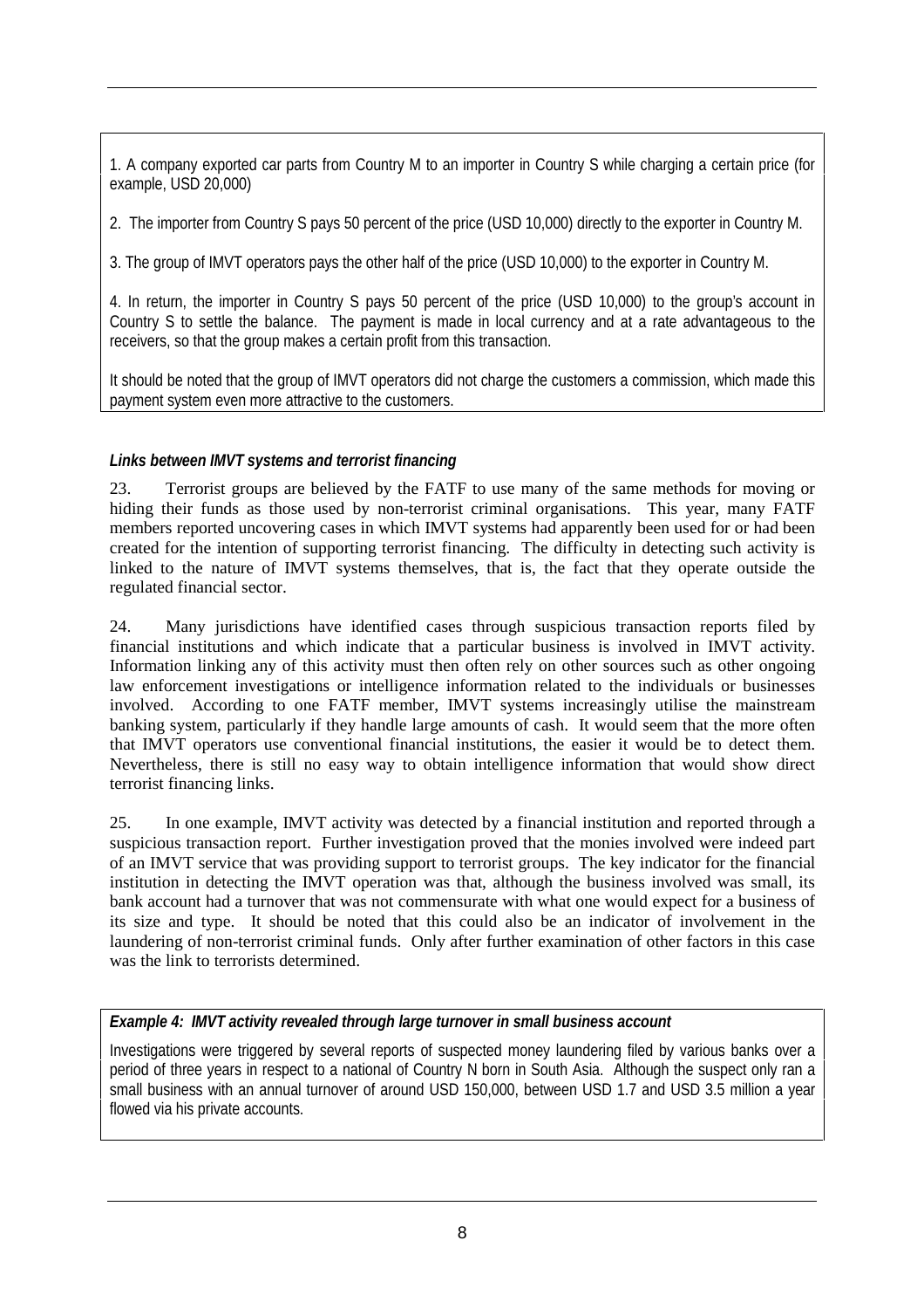1. A company exported car parts from Country M to an importer in Country S while charging a certain price (for example, USD 20,000)

2. The importer from Country S pays 50 percent of the price (USD 10,000) directly to the exporter in Country M.

3. The group of IMVT operators pays the other half of the price (USD 10,000) to the exporter in Country M.

4. In return, the importer in Country S pays 50 percent of the price (USD 10,000) to the group's account in Country S to settle the balance. The payment is made in local currency and at a rate advantageous to the receivers, so that the group makes a certain profit from this transaction.

It should be noted that the group of IMVT operators did not charge the customers a commission, which made this payment system even more attractive to the customers.

***Links between IMVT systems and terrorist financing***

23. Terrorist groups are believed by the FATF to use many of the same methods for moving or hiding their funds as those used by non-terrorist criminal organisations. This year, many FATF members reported uncovering cases in which IMVT systems had apparently been used for or had been created for the intention of supporting terrorist financing. The difficulty in detecting such activity is linked to the nature of IMVT systems themselves, that is, the fact that they operate outside the regulated financial sector.

24. Many jurisdictions have identified cases through suspicious transaction reports filed by financial institutions and which indicate that a particular business is involved in IMVT activity. Information linking any of this activity must then often rely on other sources such as other ongoing law enforcement investigations or intelligence information related to the individuals or businesses involved. According to one FATF member, IMVT systems increasingly utilise the mainstream banking system, particularly if they handle large amounts of cash. It would seem that the more often that IMVT operators use conventional financial institutions, the easier it would be to detect them. Nevertheless, there is still no easy way to obtain intelligence information that would show direct terrorist financing links.

25. In one example, IMVT activity was detected by a financial institution and reported through a suspicious transaction report. Further investigation proved that the monies involved were indeed part of an IMVT service that was providing support to terrorist groups. The key indicator for the financial institution in detecting the IMVT operation was that, although the business involved was small, its bank account had a turnover that was not commensurate with what one would expect for a business of its size and type. It should be noted that this could also be an indicator of involvement in the laundering of non-terrorist criminal funds. Only after further examination of other factors in this case was the link to terrorists determined.

***Example 4: IMVT activity revealed through large turnover in small business account***

Investigations were triggered by several reports of suspected money laundering filed by various banks over a period of three years in respect to a national of Country N born in South Asia. Although the suspect only ran a small business with an annual turnover of around USD 150,000, between USD 1.7 and USD 3.5 million a year flowed via his private accounts.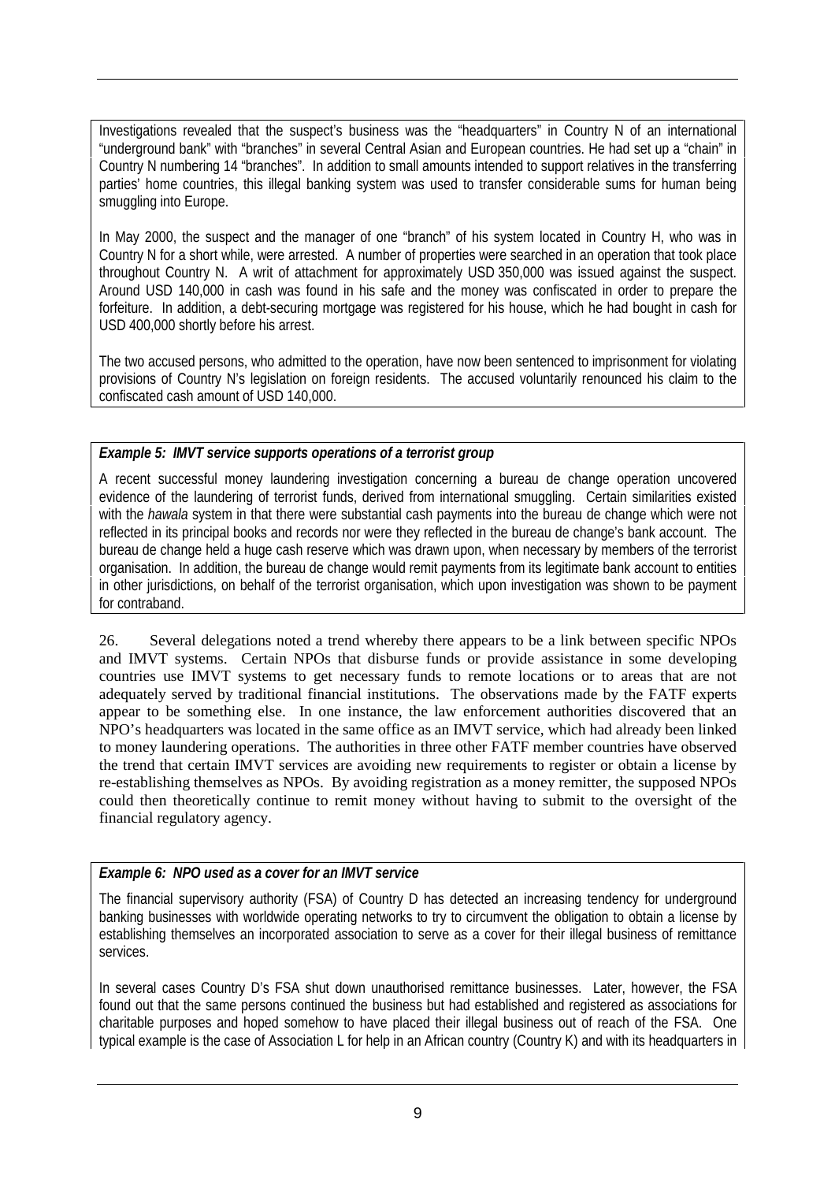Investigations revealed that the suspect's business was the "headquarters" in Country N of an international "underground bank" with "branches" in several Central Asian and European countries. He had set up a "chain" in Country N numbering 14 "branches". In addition to small amounts intended to support relatives in the transferring parties' home countries, this illegal banking system was used to transfer considerable sums for human being smuggling into Europe.

In May 2000, the suspect and the manager of one "branch" of his system located in Country H, who was in Country N for a short while, were arrested. A number of properties were searched in an operation that took place throughout Country N. A writ of attachment for approximately USD 350,000 was issued against the suspect. Around USD 140,000 in cash was found in his safe and the money was confiscated in order to prepare the forfeiture. In addition, a debt-securing mortgage was registered for his house, which he had bought in cash for USD 400,000 shortly before his arrest.

The two accused persons, who admitted to the operation, have now been sentenced to imprisonment for violating provisions of Country N's legislation on foreign residents. The accused voluntarily renounced his claim to the confiscated cash amount of USD 140,000.

***Example 5: IMVT service supports operations of a terrorist group***

A recent successful money laundering investigation concerning a bureau de change operation uncovered evidence of the laundering of terrorist funds, derived from international smuggling. Certain similarities existed with the *hawala* system in that there were substantial cash payments into the bureau de change which were not reflected in its principal books and records nor were they reflected in the bureau de change's bank account. The bureau de change held a huge cash reserve which was drawn upon, when necessary by members of the terrorist organisation. In addition, the bureau de change would remit payments from its legitimate bank account to entities in other jurisdictions, on behalf of the terrorist organisation, which upon investigation was shown to be payment for contraband.

26. Several delegations noted a trend whereby there appears to be a link between specific NPOs and IMVT systems. Certain NPOs that disburse funds or provide assistance in some developing countries use IMVT systems to get necessary funds to remote locations or to areas that are not adequately served by traditional financial institutions. The observations made by the FATF experts appear to be something else. In one instance, the law enforcement authorities discovered that an NPO's headquarters was located in the same office as an IMVT service, which had already been linked to money laundering operations. The authorities in three other FATF member countries have observed the trend that certain IMVT services are avoiding new requirements to register or obtain a license by re-establishing themselves as NPOs. By avoiding registration as a money remitter, the supposed NPOs could then theoretically continue to remit money without having to submit to the oversight of the financial regulatory agency.

***Example 6: NPO used as a cover for an IMVT service***

The financial supervisory authority (FSA) of Country D has detected an increasing tendency for underground banking businesses with worldwide operating networks to try to circumvent the obligation to obtain a license by establishing themselves an incorporated association to serve as a cover for their illegal business of remittance services.

In several cases Country D's FSA shut down unauthorised remittance businesses. Later, however, the FSA found out that the same persons continued the business but had established and registered as associations for charitable purposes and hoped somehow to have placed their illegal business out of reach of the FSA. One typical example is the case of Association L for help in an African country (Country K) and with its headquarters in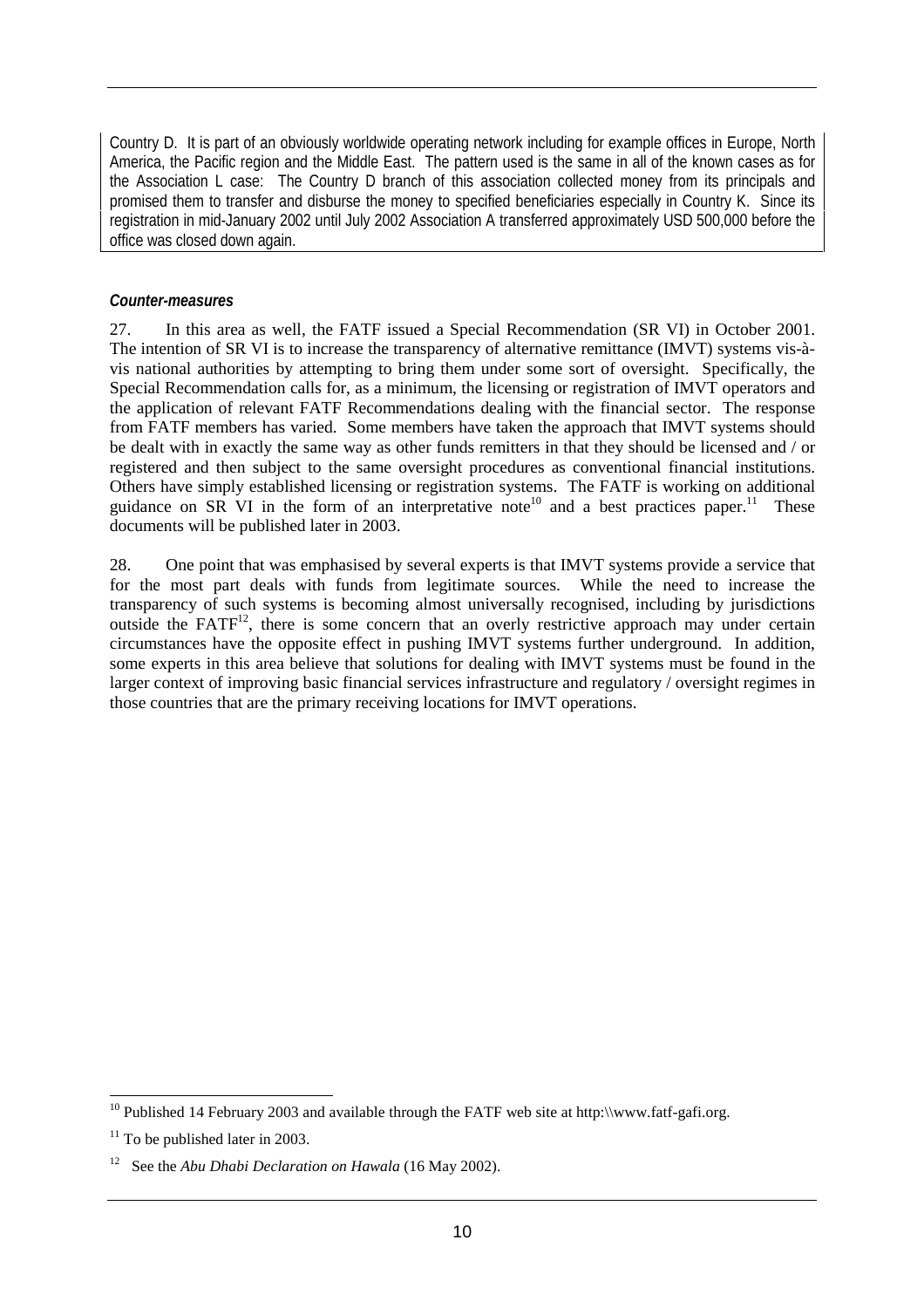Country D. It is part of an obviously worldwide operating network including for example offices in Europe, North America, the Pacific region and the Middle East. The pattern used is the same in all of the known cases as for the Association L case: The Country D branch of this association collected money from its principals and promised them to transfer and disburse the money to specified beneficiaries especially in Country K. Since its registration in mid-January 2002 until July 2002 Association A transferred approximately USD 500,000 before the office was closed down again.

***Counter-measures***

27. In this area as well, the FATF issued a Special Recommendation (SR VI) in October 2001. The intention of SR VI is to increase the transparency of alternative remittance (IMVT) systems vis-à-vis national authorities by attempting to bring them under some sort of oversight. Specifically, the Special Recommendation calls for, as a minimum, the licensing or registration of IMVT operators and the application of relevant FATF Recommendations dealing with the financial sector. The response from FATF members has varied. Some members have taken the approach that IMVT systems should be dealt with in exactly the same way as other funds remitters in that they should be licensed and / or registered and then subject to the same oversight procedures as conventional financial institutions. Others have simply established licensing or registration systems. The FATF is working on additional guidance on SR VI in the form of an interpretative note[10] and a best practices paper.[11] These documents will be published later in 2003.

28. One point that was emphasised by several experts is that IMVT systems provide a service that for the most part deals with funds from legitimate sources. While the need to increase the transparency of such systems is becoming almost universally recognised, including by jurisdictions outside the FATF[12], there is some concern that an overly restrictive approach may under certain circumstances have the opposite effect in pushing IMVT systems further underground. In addition, some experts in this area believe that solutions for dealing with IMVT systems must be found in the larger context of improving basic financial services infrastructure and regulatory / oversight regimes in those countries that are the primary receiving locations for IMVT operations.

---

[10] Published 14 February 2003 and available through the FATF web site at http:\\www.fatf-gafi.org.

[11] To be published later in 2003.

[12] See the *Abu Dhabi Declaration on Hawala* (16 May 2002).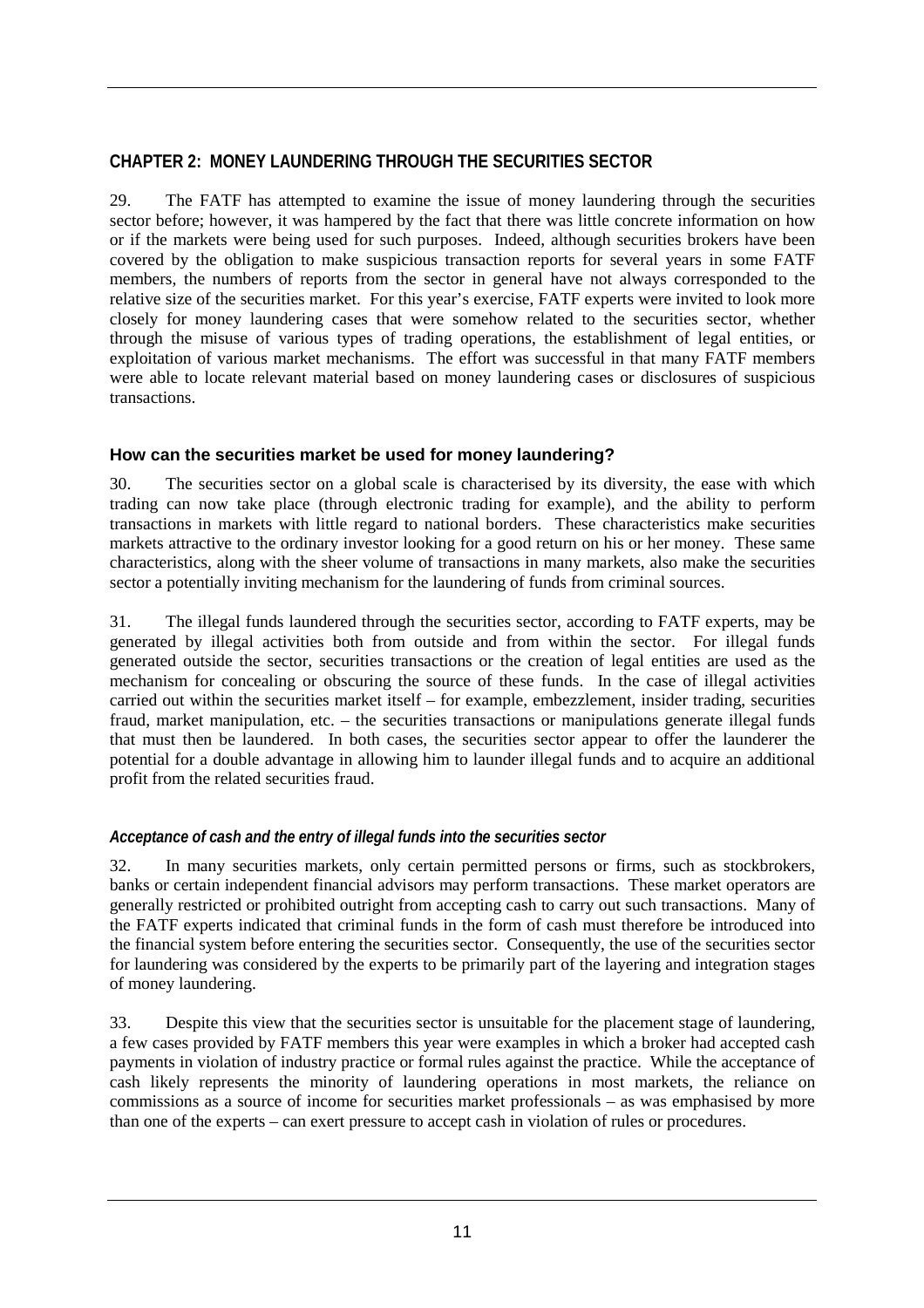## CHAPTER 2: MONEY LAUNDERING THROUGH THE SECURITIES SECTOR

29. The FATF has attempted to examine the issue of money laundering through the securities sector before; however, it was hampered by the fact that there was little concrete information on how or if the markets were being used for such purposes. Indeed, although securities brokers have been covered by the obligation to make suspicious transaction reports for several years in some FATF members, the numbers of reports from the sector in general have not always corresponded to the relative size of the securities market. For this year's exercise, FATF experts were invited to look more closely for money laundering cases that were somehow related to the securities sector, whether through the misuse of various types of trading operations, the establishment of legal entities, or exploitation of various market mechanisms. The effort was successful in that many FATF members were able to locate relevant material based on money laundering cases or disclosures of suspicious transactions.

### How can the securities market be used for money laundering?

30. The securities sector on a global scale is characterised by its diversity, the ease with which trading can now take place (through electronic trading for example), and the ability to perform transactions in markets with little regard to national borders. These characteristics make securities markets attractive to the ordinary investor looking for a good return on his or her money. These same characteristics, along with the sheer volume of transactions in many markets, also make the securities sector a potentially inviting mechanism for the laundering of funds from criminal sources.

31. The illegal funds laundered through the securities sector, according to FATF experts, may be generated by illegal activities both from outside and from within the sector. For illegal funds generated outside the sector, securities transactions or the creation of legal entities are used as the mechanism for concealing or obscuring the source of these funds. In the case of illegal activities carried out within the securities market itself – for example, embezzlement, insider trading, securities fraud, market manipulation, etc. – the securities transactions or manipulations generate illegal funds that must then be laundered. In both cases, the securities sector appear to offer the launderer the potential for a double advantage in allowing him to launder illegal funds and to acquire an additional profit from the related securities fraud.

#### *Acceptance of cash and the entry of illegal funds into the securities sector*

32. In many securities markets, only certain permitted persons or firms, such as stockbrokers, banks or certain independent financial advisors may perform transactions. These market operators are generally restricted or prohibited outright from accepting cash to carry out such transactions. Many of the FATF experts indicated that criminal funds in the form of cash must therefore be introduced into the financial system before entering the securities sector. Consequently, the use of the securities sector for laundering was considered by the experts to be primarily part of the layering and integration stages of money laundering.

33. Despite this view that the securities sector is unsuitable for the placement stage of laundering, a few cases provided by FATF members this year were examples in which a broker had accepted cash payments in violation of industry practice or formal rules against the practice. While the acceptance of cash likely represents the minority of laundering operations in most markets, the reliance on commissions as a source of income for securities market professionals – as was emphasised by more than one of the experts – can exert pressure to accept cash in violation of rules or procedures.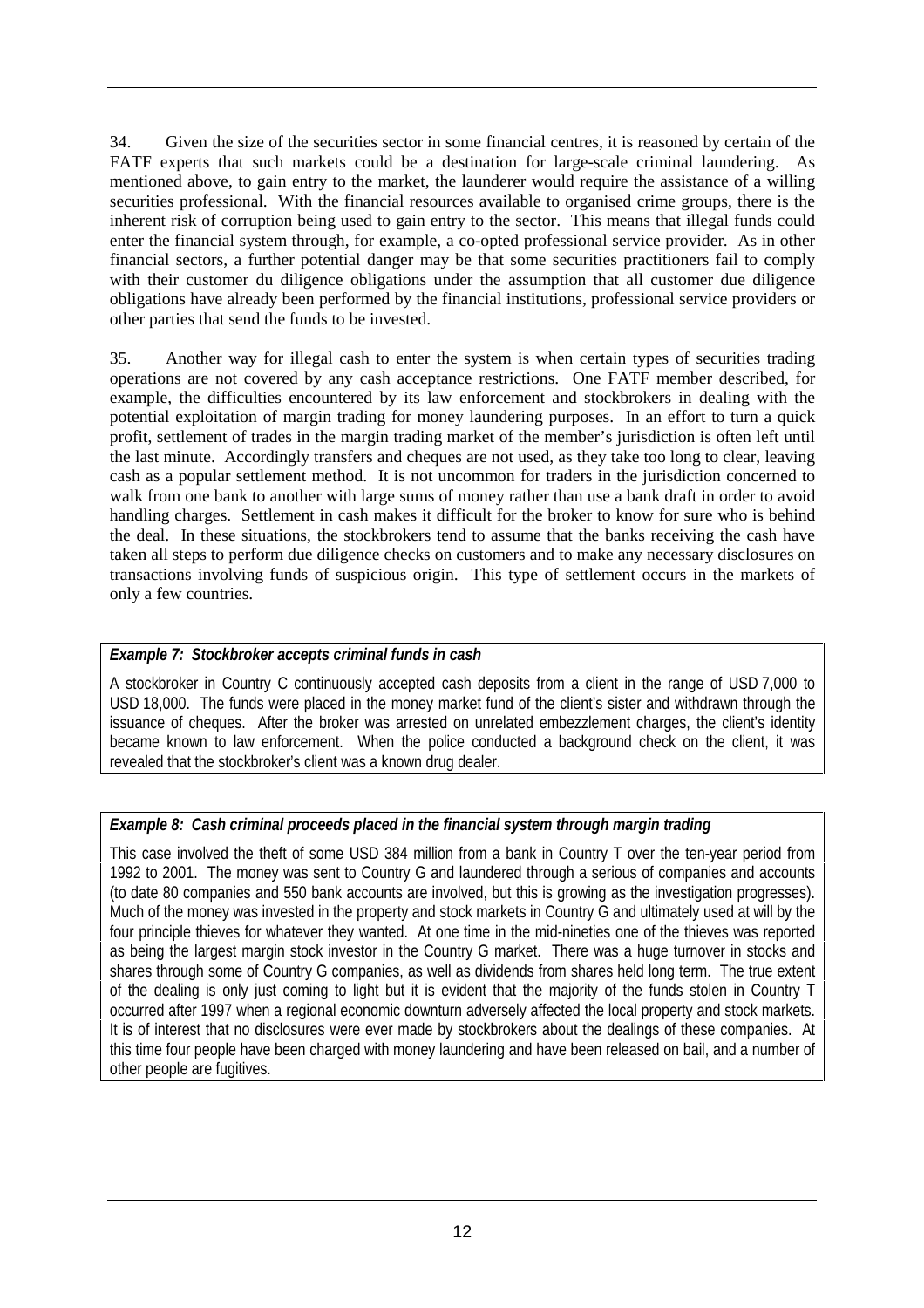34. Given the size of the securities sector in some financial centres, it is reasoned by certain of the FATF experts that such markets could be a destination for large-scale criminal laundering. As mentioned above, to gain entry to the market, the launderer would require the assistance of a willing securities professional. With the financial resources available to organised crime groups, there is the inherent risk of corruption being used to gain entry to the sector. This means that illegal funds could enter the financial system through, for example, a co-opted professional service provider. As in other financial sectors, a further potential danger may be that some securities practitioners fail to comply with their customer du diligence obligations under the assumption that all customer due diligence obligations have already been performed by the financial institutions, professional service providers or other parties that send the funds to be invested.

35. Another way for illegal cash to enter the system is when certain types of securities trading operations are not covered by any cash acceptance restrictions. One FATF member described, for example, the difficulties encountered by its law enforcement and stockbrokers in dealing with the potential exploitation of margin trading for money laundering purposes. In an effort to turn a quick profit, settlement of trades in the margin trading market of the member's jurisdiction is often left until the last minute. Accordingly transfers and cheques are not used, as they take too long to clear, leaving cash as a popular settlement method. It is not uncommon for traders in the jurisdiction concerned to walk from one bank to another with large sums of money rather than use a bank draft in order to avoid handling charges. Settlement in cash makes it difficult for the broker to know for sure who is behind the deal. In these situations, the stockbrokers tend to assume that the banks receiving the cash have taken all steps to perform due diligence checks on customers and to make any necessary disclosures on transactions involving funds of suspicious origin. This type of settlement occurs in the markets of only a few countries.

***Example 7: Stockbroker accepts criminal funds in cash***

A stockbroker in Country C continuously accepted cash deposits from a client in the range of USD 7,000 to USD 18,000. The funds were placed in the money market fund of the client's sister and withdrawn through the issuance of cheques. After the broker was arrested on unrelated embezzlement charges, the client's identity became known to law enforcement. When the police conducted a background check on the client, it was revealed that the stockbroker's client was a known drug dealer.

***Example 8: Cash criminal proceeds placed in the financial system through margin trading***

This case involved the theft of some USD 384 million from a bank in Country T over the ten-year period from 1992 to 2001. The money was sent to Country G and laundered through a serious of companies and accounts (to date 80 companies and 550 bank accounts are involved, but this is growing as the investigation progresses). Much of the money was invested in the property and stock markets in Country G and ultimately used at will by the four principle thieves for whatever they wanted. At one time in the mid-nineties one of the thieves was reported as being the largest margin stock investor in the Country G market. There was a huge turnover in stocks and shares through some of Country G companies, as well as dividends from shares held long term. The true extent of the dealing is only just coming to light but it is evident that the majority of the funds stolen in Country T occurred after 1997 when a regional economic downturn adversely affected the local property and stock markets. It is of interest that no disclosures were ever made by stockbrokers about the dealings of these companies. At this time four people have been charged with money laundering and have been released on bail, and a number of other people are fugitives.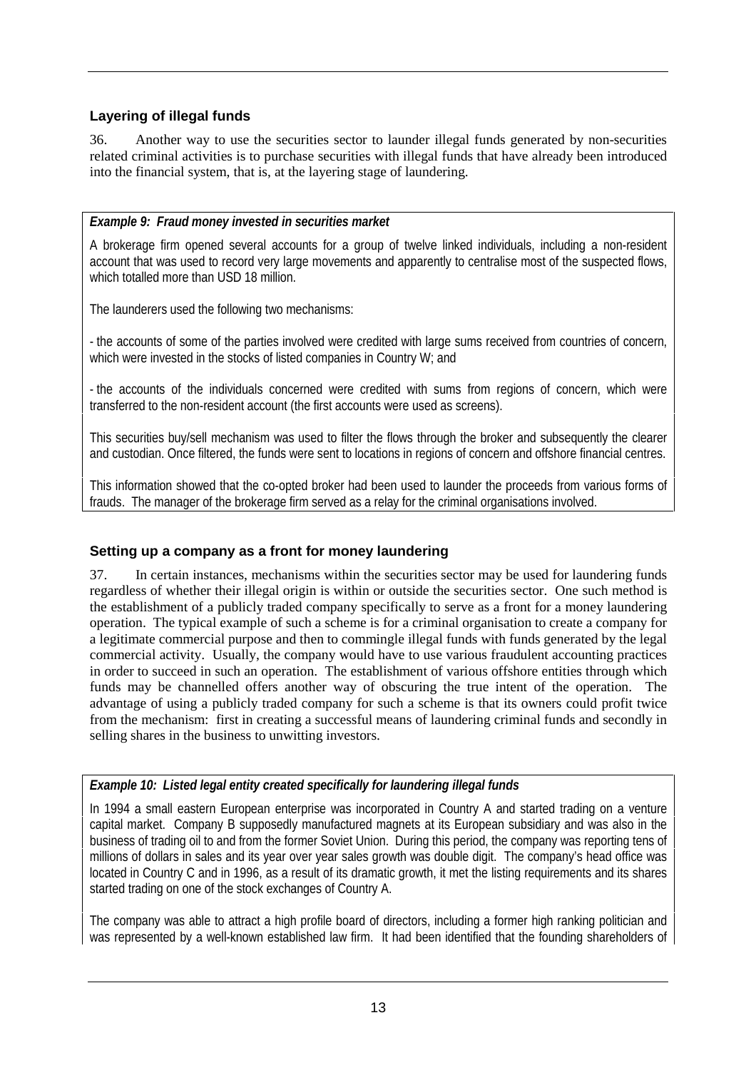### Layering of illegal funds

36. Another way to use the securities sector to launder illegal funds generated by non-securities related criminal activities is to purchase securities with illegal funds that have already been introduced into the financial system, that is, at the layering stage of laundering.

***Example 9: Fraud money invested in securities market***

A brokerage firm opened several accounts for a group of twelve linked individuals, including a non-resident account that was used to record very large movements and apparently to centralise most of the suspected flows, which totalled more than USD 18 million.

The launderers used the following two mechanisms:

- the accounts of some of the parties involved were credited with large sums received from countries of concern, which were invested in the stocks of listed companies in Country W; and

- the accounts of the individuals concerned were credited with sums from regions of concern, which were transferred to the non-resident account (the first accounts were used as screens).

This securities buy/sell mechanism was used to filter the flows through the broker and subsequently the clearer and custodian. Once filtered, the funds were sent to locations in regions of concern and offshore financial centres.

This information showed that the co-opted broker had been used to launder the proceeds from various forms of frauds. The manager of the brokerage firm served as a relay for the criminal organisations involved.

### Setting up a company as a front for money laundering

37. In certain instances, mechanisms within the securities sector may be used for laundering funds regardless of whether their illegal origin is within or outside the securities sector. One such method is the establishment of a publicly traded company specifically to serve as a front for a money laundering operation. The typical example of such a scheme is for a criminal organisation to create a company for a legitimate commercial purpose and then to commingle illegal funds with funds generated by the legal commercial activity. Usually, the company would have to use various fraudulent accounting practices in order to succeed in such an operation. The establishment of various offshore entities through which funds may be channelled offers another way of obscuring the true intent of the operation. The advantage of using a publicly traded company for such a scheme is that its owners could profit twice from the mechanism: first in creating a successful means of laundering criminal funds and secondly in selling shares in the business to unwitting investors.

***Example 10: Listed legal entity created specifically for laundering illegal funds***

In 1994 a small eastern European enterprise was incorporated in Country A and started trading on a venture capital market. Company B supposedly manufactured magnets at its European subsidiary and was also in the business of trading oil to and from the former Soviet Union. During this period, the company was reporting tens of millions of dollars in sales and its year over year sales growth was double digit. The company's head office was located in Country C and in 1996, as a result of its dramatic growth, it met the listing requirements and its shares started trading on one of the stock exchanges of Country A.

The company was able to attract a high profile board of directors, including a former high ranking politician and was represented by a well-known established law firm. It had been identified that the founding shareholders of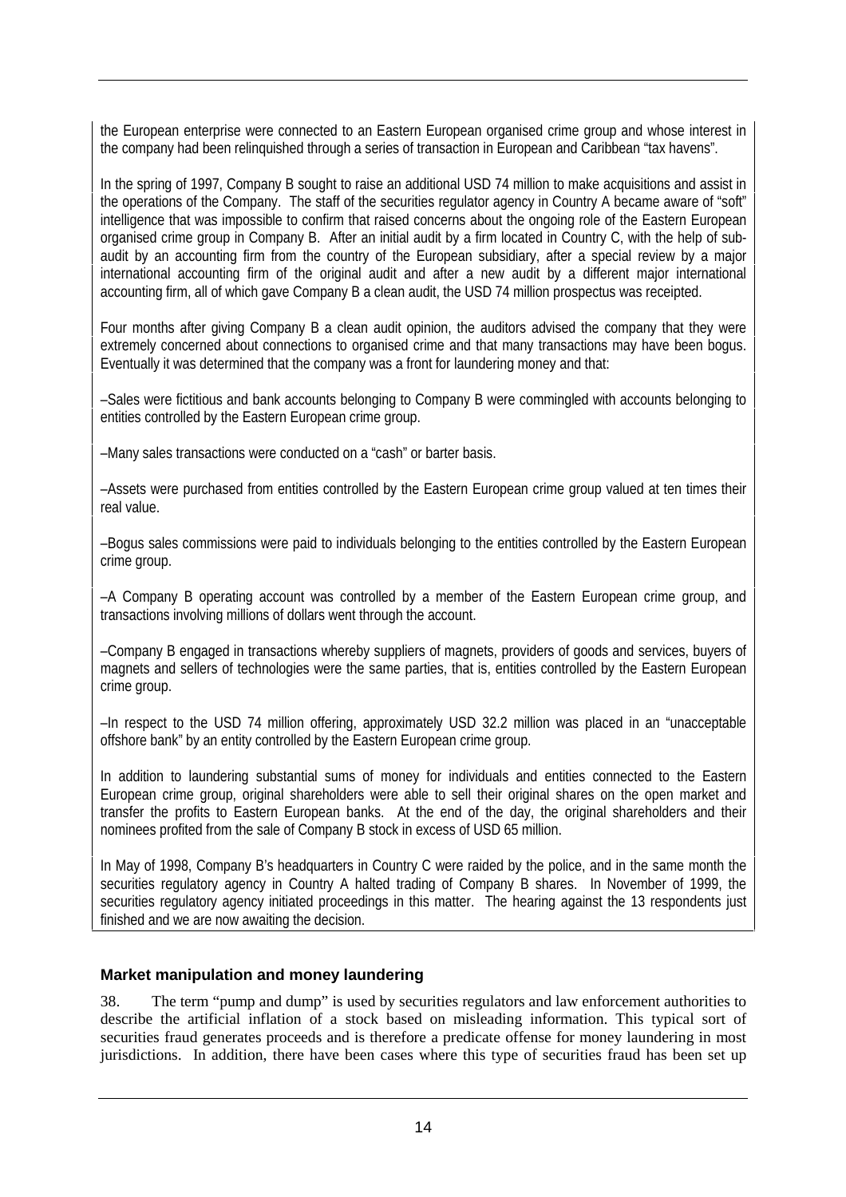the European enterprise were connected to an Eastern European organised crime group and whose interest in the company had been relinquished through a series of transaction in European and Caribbean "tax havens".

In the spring of 1997, Company B sought to raise an additional USD 74 million to make acquisitions and assist in the operations of the Company. The staff of the securities regulator agency in Country A became aware of "soft" intelligence that was impossible to confirm that raised concerns about the ongoing role of the Eastern European organised crime group in Company B. After an initial audit by a firm located in Country C, with the help of sub-audit by an accounting firm from the country of the European subsidiary, after a special review by a major international accounting firm of the original audit and after a new audit by a different major international accounting firm, all of which gave Company B a clean audit, the USD 74 million prospectus was receipted.

Four months after giving Company B a clean audit opinion, the auditors advised the company that they were extremely concerned about connections to organised crime and that many transactions may have been bogus. Eventually it was determined that the company was a front for laundering money and that:

–Sales were fictitious and bank accounts belonging to Company B were commingled with accounts belonging to entities controlled by the Eastern European crime group.

–Many sales transactions were conducted on a "cash" or barter basis.

–Assets were purchased from entities controlled by the Eastern European crime group valued at ten times their real value.

–Bogus sales commissions were paid to individuals belonging to the entities controlled by the Eastern European crime group.

–A Company B operating account was controlled by a member of the Eastern European crime group, and transactions involving millions of dollars went through the account.

–Company B engaged in transactions whereby suppliers of magnets, providers of goods and services, buyers of magnets and sellers of technologies were the same parties, that is, entities controlled by the Eastern European crime group.

–In respect to the USD 74 million offering, approximately USD 32.2 million was placed in an "unacceptable offshore bank" by an entity controlled by the Eastern European crime group.

In addition to laundering substantial sums of money for individuals and entities connected to the Eastern European crime group, original shareholders were able to sell their original shares on the open market and transfer the profits to Eastern European banks. At the end of the day, the original shareholders and their nominees profited from the sale of Company B stock in excess of USD 65 million.

In May of 1998, Company B's headquarters in Country C were raided by the police, and in the same month the securities regulatory agency in Country A halted trading of Company B shares. In November of 1999, the securities regulatory agency initiated proceedings in this matter. The hearing against the 13 respondents just finished and we are now awaiting the decision.

### Market manipulation and money laundering

38. The term "pump and dump" is used by securities regulators and law enforcement authorities to describe the artificial inflation of a stock based on misleading information. This typical sort of securities fraud generates proceeds and is therefore a predicate offense for money laundering in most jurisdictions. In addition, there have been cases where this type of securities fraud has been set up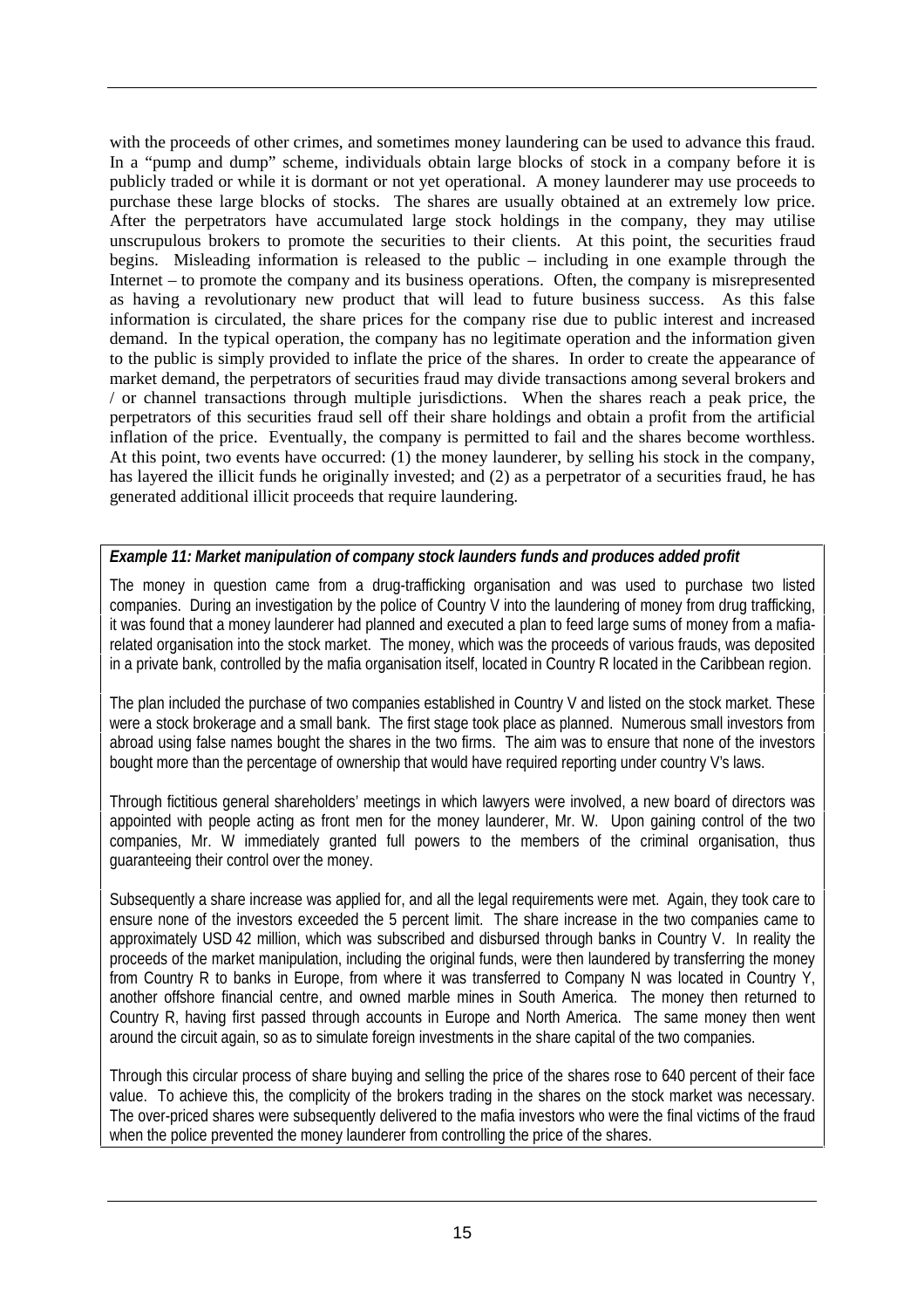with the proceeds of other crimes, and sometimes money laundering can be used to advance this fraud. In a "pump and dump" scheme, individuals obtain large blocks of stock in a company before it is publicly traded or while it is dormant or not yet operational. A money launderer may use proceeds to purchase these large blocks of stocks. The shares are usually obtained at an extremely low price. After the perpetrators have accumulated large stock holdings in the company, they may utilise unscrupulous brokers to promote the securities to their clients. At this point, the securities fraud begins. Misleading information is released to the public – including in one example through the Internet – to promote the company and its business operations. Often, the company is misrepresented as having a revolutionary new product that will lead to future business success. As this false information is circulated, the share prices for the company rise due to public interest and increased demand. In the typical operation, the company has no legitimate operation and the information given to the public is simply provided to inflate the price of the shares. In order to create the appearance of market demand, the perpetrators of securities fraud may divide transactions among several brokers and / or channel transactions through multiple jurisdictions. When the shares reach a peak price, the perpetrators of this securities fraud sell off their share holdings and obtain a profit from the artificial inflation of the price. Eventually, the company is permitted to fail and the shares become worthless. At this point, two events have occurred: (1) the money launderer, by selling his stock in the company, has layered the illicit funds he originally invested; and (2) as a perpetrator of a securities fraud, he has generated additional illicit proceeds that require laundering.

***Example 11: Market manipulation of company stock launders funds and produces added profit***

The money in question came from a drug-trafficking organisation and was used to purchase two listed companies. During an investigation by the police of Country V into the laundering of money from drug trafficking, it was found that a money launderer had planned and executed a plan to feed large sums of money from a mafia-related organisation into the stock market. The money, which was the proceeds of various frauds, was deposited in a private bank, controlled by the mafia organisation itself, located in Country R located in the Caribbean region.

The plan included the purchase of two companies established in Country V and listed on the stock market. These were a stock brokerage and a small bank. The first stage took place as planned. Numerous small investors from abroad using false names bought the shares in the two firms. The aim was to ensure that none of the investors bought more than the percentage of ownership that would have required reporting under country V's laws.

Through fictitious general shareholders' meetings in which lawyers were involved, a new board of directors was appointed with people acting as front men for the money launderer, Mr. W. Upon gaining control of the two companies, Mr. W immediately granted full powers to the members of the criminal organisation, thus guaranteeing their control over the money.

Subsequently a share increase was applied for, and all the legal requirements were met. Again, they took care to ensure none of the investors exceeded the 5 percent limit. The share increase in the two companies came to approximately USD 42 million, which was subscribed and disbursed through banks in Country V. In reality the proceeds of the market manipulation, including the original funds, were then laundered by transferring the money from Country R to banks in Europe, from where it was transferred to Company N was located in Country Y, another offshore financial centre, and owned marble mines in South America. The money then returned to Country R, having first passed through accounts in Europe and North America. The same money then went around the circuit again, so as to simulate foreign investments in the share capital of the two companies.

Through this circular process of share buying and selling the price of the shares rose to 640 percent of their face value. To achieve this, the complicity of the brokers trading in the shares on the stock market was necessary. The over-priced shares were subsequently delivered to the mafia investors who were the final victims of the fraud when the police prevented the money launderer from controlling the price of the shares.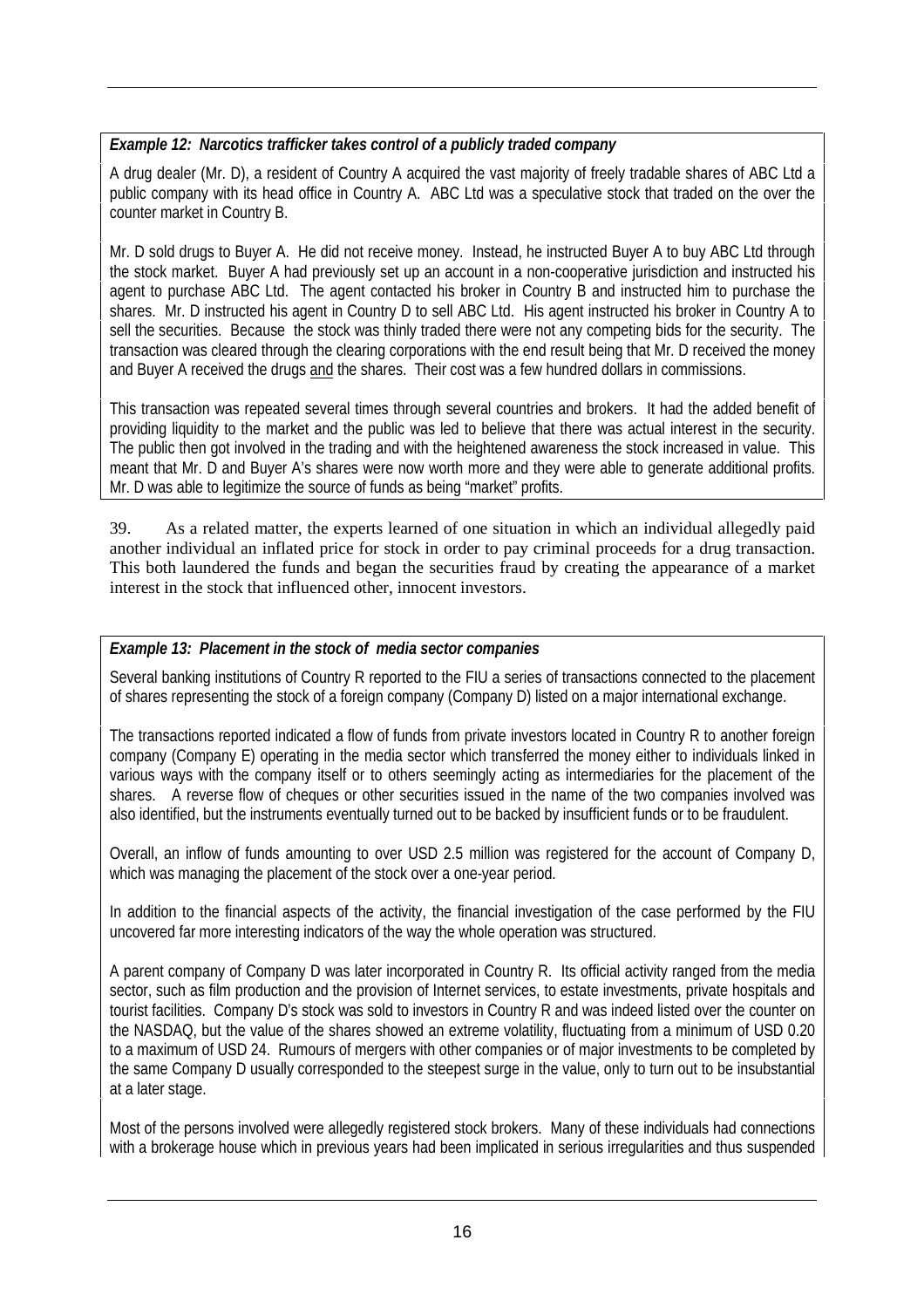***Example 12: Narcotics trafficker takes control of a publicly traded company***

A drug dealer (Mr. D), a resident of Country A acquired the vast majority of freely tradable shares of ABC Ltd a public company with its head office in Country A. ABC Ltd was a speculative stock that traded on the over the counter market in Country B.

Mr. D sold drugs to Buyer A. He did not receive money. Instead, he instructed Buyer A to buy ABC Ltd through the stock market. Buyer A had previously set up an account in a non-cooperative jurisdiction and instructed his agent to purchase ABC Ltd. The agent contacted his broker in Country B and instructed him to purchase the shares. Mr. D instructed his agent in Country D to sell ABC Ltd. His agent instructed his broker in Country A to sell the securities. Because the stock was thinly traded there were not any competing bids for the security. The transaction was cleared through the clearing corporations with the end result being that Mr. D received the money and Buyer A received the drugs <u>and</u> the shares. Their cost was a few hundred dollars in commissions.

This transaction was repeated several times through several countries and brokers. It had the added benefit of providing liquidity to the market and the public was led to believe that there was actual interest in the security. The public then got involved in the trading and with the heightened awareness the stock increased in value. This meant that Mr. D and Buyer A's shares were now worth more and they were able to generate additional profits. Mr. D was able to legitimize the source of funds as being "market" profits.

39. As a related matter, the experts learned of one situation in which an individual allegedly paid another individual an inflated price for stock in order to pay criminal proceeds for a drug transaction. This both laundered the funds and began the securities fraud by creating the appearance of a market interest in the stock that influenced other, innocent investors.

***Example 13: Placement in the stock of media sector companies***

Several banking institutions of Country R reported to the FIU a series of transactions connected to the placement of shares representing the stock of a foreign company (Company D) listed on a major international exchange.

The transactions reported indicated a flow of funds from private investors located in Country R to another foreign company (Company E) operating in the media sector which transferred the money either to individuals linked in various ways with the company itself or to others seemingly acting as intermediaries for the placement of the shares. A reverse flow of cheques or other securities issued in the name of the two companies involved was also identified, but the instruments eventually turned out to be backed by insufficient funds or to be fraudulent.

Overall, an inflow of funds amounting to over USD 2.5 million was registered for the account of Company D, which was managing the placement of the stock over a one-year period.

In addition to the financial aspects of the activity, the financial investigation of the case performed by the FIU uncovered far more interesting indicators of the way the whole operation was structured.

A parent company of Company D was later incorporated in Country R. Its official activity ranged from the media sector, such as film production and the provision of Internet services, to estate investments, private hospitals and tourist facilities. Company D's stock was sold to investors in Country R and was indeed listed over the counter on the NASDAQ, but the value of the shares showed an extreme volatility, fluctuating from a minimum of USD 0.20 to a maximum of USD 24. Rumours of mergers with other companies or of major investments to be completed by the same Company D usually corresponded to the steepest surge in the value, only to turn out to be insubstantial at a later stage.

Most of the persons involved were allegedly registered stock brokers. Many of these individuals had connections with a brokerage house which in previous years had been implicated in serious irregularities and thus suspended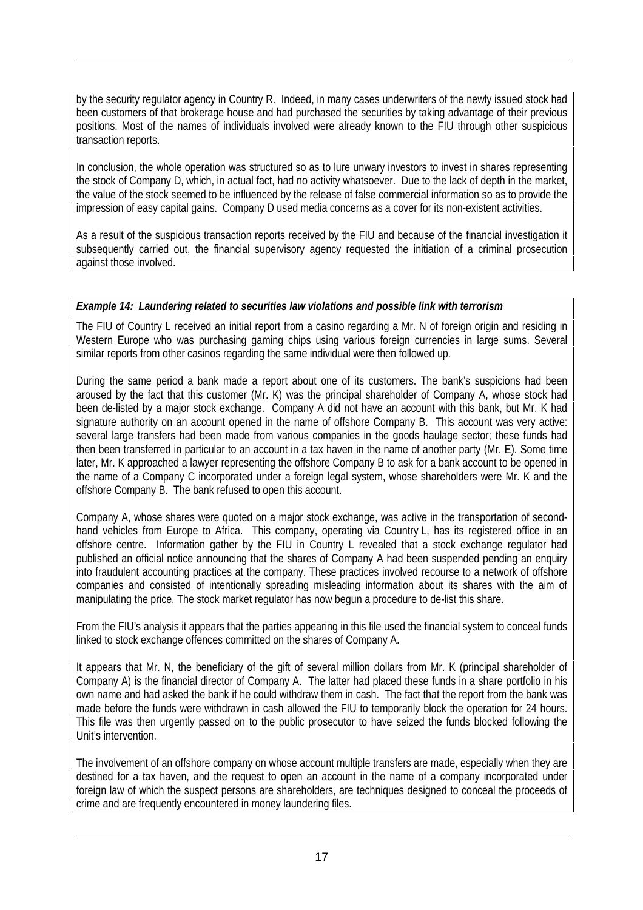by the security regulator agency in Country R. Indeed, in many cases underwriters of the newly issued stock had been customers of that brokerage house and had purchased the securities by taking advantage of their previous positions. Most of the names of individuals involved were already known to the FIU through other suspicious transaction reports.

In conclusion, the whole operation was structured so as to lure unwary investors to invest in shares representing the stock of Company D, which, in actual fact, had no activity whatsoever. Due to the lack of depth in the market, the value of the stock seemed to be influenced by the release of false commercial information so as to provide the impression of easy capital gains. Company D used media concerns as a cover for its non-existent activities.

As a result of the suspicious transaction reports received by the FIU and because of the financial investigation it subsequently carried out, the financial supervisory agency requested the initiation of a criminal prosecution against those involved.

***Example 14: Laundering related to securities law violations and possible link with terrorism***

The FIU of Country L received an initial report from a casino regarding a Mr. N of foreign origin and residing in Western Europe who was purchasing gaming chips using various foreign currencies in large sums. Several similar reports from other casinos regarding the same individual were then followed up.

During the same period a bank made a report about one of its customers. The bank's suspicions had been aroused by the fact that this customer (Mr. K) was the principal shareholder of Company A, whose stock had been de-listed by a major stock exchange. Company A did not have an account with this bank, but Mr. K had signature authority on an account opened in the name of offshore Company B. This account was very active: several large transfers had been made from various companies in the goods haulage sector; these funds had then been transferred in particular to an account in a tax haven in the name of another party (Mr. E). Some time later, Mr. K approached a lawyer representing the offshore Company B to ask for a bank account to be opened in the name of a Company C incorporated under a foreign legal system, whose shareholders were Mr. K and the offshore Company B. The bank refused to open this account.

Company A, whose shares were quoted on a major stock exchange, was active in the transportation of second-hand vehicles from Europe to Africa. This company, operating via Country L, has its registered office in an offshore centre. Information gather by the FIU in Country L revealed that a stock exchange regulator had published an official notice announcing that the shares of Company A had been suspended pending an enquiry into fraudulent accounting practices at the company. These practices involved recourse to a network of offshore companies and consisted of intentionally spreading misleading information about its shares with the aim of manipulating the price. The stock market regulator has now begun a procedure to de-list this share.

From the FIU's analysis it appears that the parties appearing in this file used the financial system to conceal funds linked to stock exchange offences committed on the shares of Company A.

It appears that Mr. N, the beneficiary of the gift of several million dollars from Mr. K (principal shareholder of Company A) is the financial director of Company A. The latter had placed these funds in a share portfolio in his own name and had asked the bank if he could withdraw them in cash. The fact that the report from the bank was made before the funds were withdrawn in cash allowed the FIU to temporarily block the operation for 24 hours. This file was then urgently passed on to the public prosecutor to have seized the funds blocked following the Unit's intervention.

The involvement of an offshore company on whose account multiple transfers are made, especially when they are destined for a tax haven, and the request to open an account in the name of a company incorporated under foreign law of which the suspect persons are shareholders, are techniques designed to conceal the proceeds of crime and are frequently encountered in money laundering files.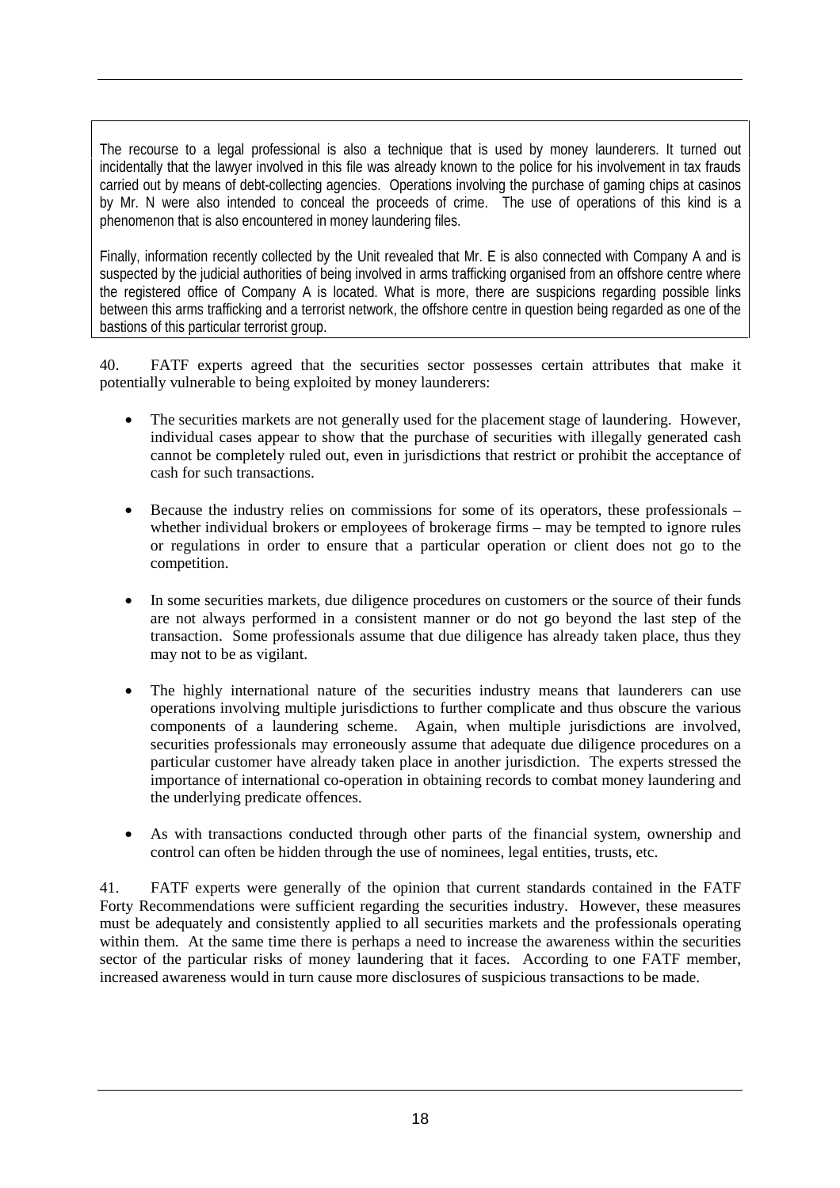The recourse to a legal professional is also a technique that is used by money launderers. It turned out incidentally that the lawyer involved in this file was already known to the police for his involvement in tax frauds carried out by means of debt-collecting agencies. Operations involving the purchase of gaming chips at casinos by Mr. N were also intended to conceal the proceeds of crime. The use of operations of this kind is a phenomenon that is also encountered in money laundering files.

Finally, information recently collected by the Unit revealed that Mr. E is also connected with Company A and is suspected by the judicial authorities of being involved in arms trafficking organised from an offshore centre where the registered office of Company A is located. What is more, there are suspicions regarding possible links between this arms trafficking and a terrorist network, the offshore centre in question being regarded as one of the bastions of this particular terrorist group.

40. FATF experts agreed that the securities sector possesses certain attributes that make it potentially vulnerable to being exploited by money launderers:

- The securities markets are not generally used for the placement stage of laundering. However, individual cases appear to show that the purchase of securities with illegally generated cash cannot be completely ruled out, even in jurisdictions that restrict or prohibit the acceptance of cash for such transactions.

- Because the industry relies on commissions for some of its operators, these professionals – whether individual brokers or employees of brokerage firms – may be tempted to ignore rules or regulations in order to ensure that a particular operation or client does not go to the competition.

- In some securities markets, due diligence procedures on customers or the source of their funds are not always performed in a consistent manner or do not go beyond the last step of the transaction. Some professionals assume that due diligence has already taken place, thus they may not to be as vigilant.

- The highly international nature of the securities industry means that launderers can use operations involving multiple jurisdictions to further complicate and thus obscure the various components of a laundering scheme. Again, when multiple jurisdictions are involved, securities professionals may erroneously assume that adequate due diligence procedures on a particular customer have already taken place in another jurisdiction. The experts stressed the importance of international co-operation in obtaining records to combat money laundering and the underlying predicate offences.

- As with transactions conducted through other parts of the financial system, ownership and control can often be hidden through the use of nominees, legal entities, trusts, etc.

41. FATF experts were generally of the opinion that current standards contained in the FATF Forty Recommendations were sufficient regarding the securities industry. However, these measures must be adequately and consistently applied to all securities markets and the professionals operating within them. At the same time there is perhaps a need to increase the awareness within the securities sector of the particular risks of money laundering that it faces. According to one FATF member, increased awareness would in turn cause more disclosures of suspicious transactions to be made.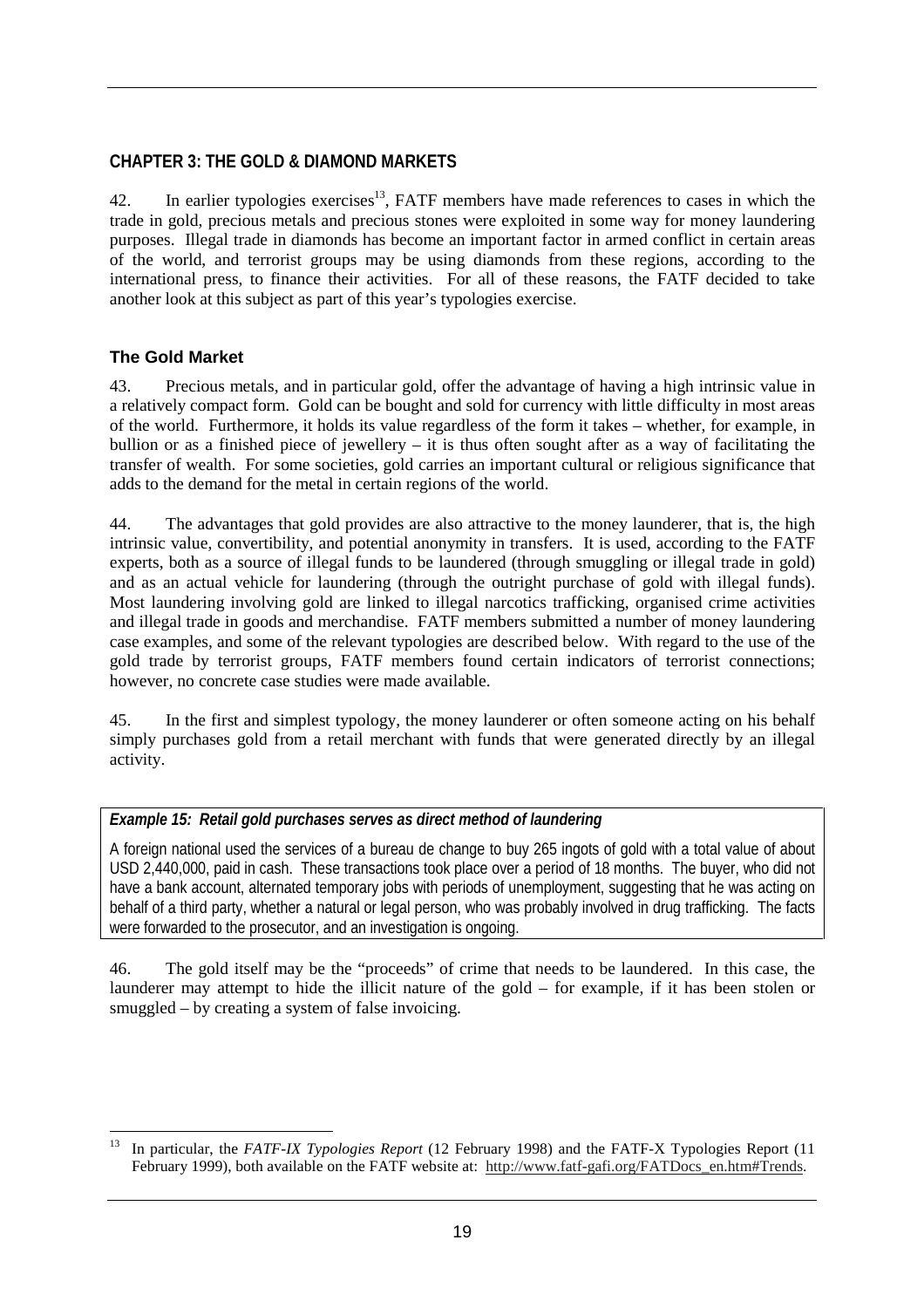## CHAPTER 3: THE GOLD & DIAMOND MARKETS

42. In earlier typologies exercises[13], FATF members have made references to cases in which the trade in gold, precious metals and precious stones were exploited in some way for money laundering purposes. Illegal trade in diamonds has become an important factor in armed conflict in certain areas of the world, and terrorist groups may be using diamonds from these regions, according to the international press, to finance their activities. For all of these reasons, the FATF decided to take another look at this subject as part of this year's typologies exercise.

### The Gold Market

43. Precious metals, and in particular gold, offer the advantage of having a high intrinsic value in a relatively compact form. Gold can be bought and sold for currency with little difficulty in most areas of the world. Furthermore, it holds its value regardless of the form it takes – whether, for example, in bullion or as a finished piece of jewellery – it is thus often sought after as a way of facilitating the transfer of wealth. For some societies, gold carries an important cultural or religious significance that adds to the demand for the metal in certain regions of the world.

44. The advantages that gold provides are also attractive to the money launderer, that is, the high intrinsic value, convertibility, and potential anonymity in transfers. It is used, according to the FATF experts, both as a source of illegal funds to be laundered (through smuggling or illegal trade in gold) and as an actual vehicle for laundering (through the outright purchase of gold with illegal funds). Most laundering involving gold are linked to illegal narcotics trafficking, organised crime activities and illegal trade in goods and merchandise. FATF members submitted a number of money laundering case examples, and some of the relevant typologies are described below. With regard to the use of the gold trade by terrorist groups, FATF members found certain indicators of terrorist connections; however, no concrete case studies were made available.

45. In the first and simplest typology, the money launderer or often someone acting on his behalf simply purchases gold from a retail merchant with funds that were generated directly by an illegal activity.

> ***Example 15: Retail gold purchases serves as direct method of laundering***
>
> A foreign national used the services of a bureau de change to buy 265 ingots of gold with a total value of about USD 2,440,000, paid in cash. These transactions took place over a period of 18 months. The buyer, who did not have a bank account, alternated temporary jobs with periods of unemployment, suggesting that he was acting on behalf of a third party, whether a natural or legal person, who was probably involved in drug trafficking. The facts were forwarded to the prosecutor, and an investigation is ongoing.

46. The gold itself may be the "proceeds" of crime that needs to be laundered. In this case, the launderer may attempt to hide the illicit nature of the gold – for example, if it has been stolen or smuggled – by creating a system of false invoicing.

---

[13] In particular, the *FATF-IX Typologies Report* (12 February 1998) and the FATF-X Typologies Report (11 February 1999), both available on the FATF website at: http://www.fatf-gafi.org/FATDocs_en.htm#Trends.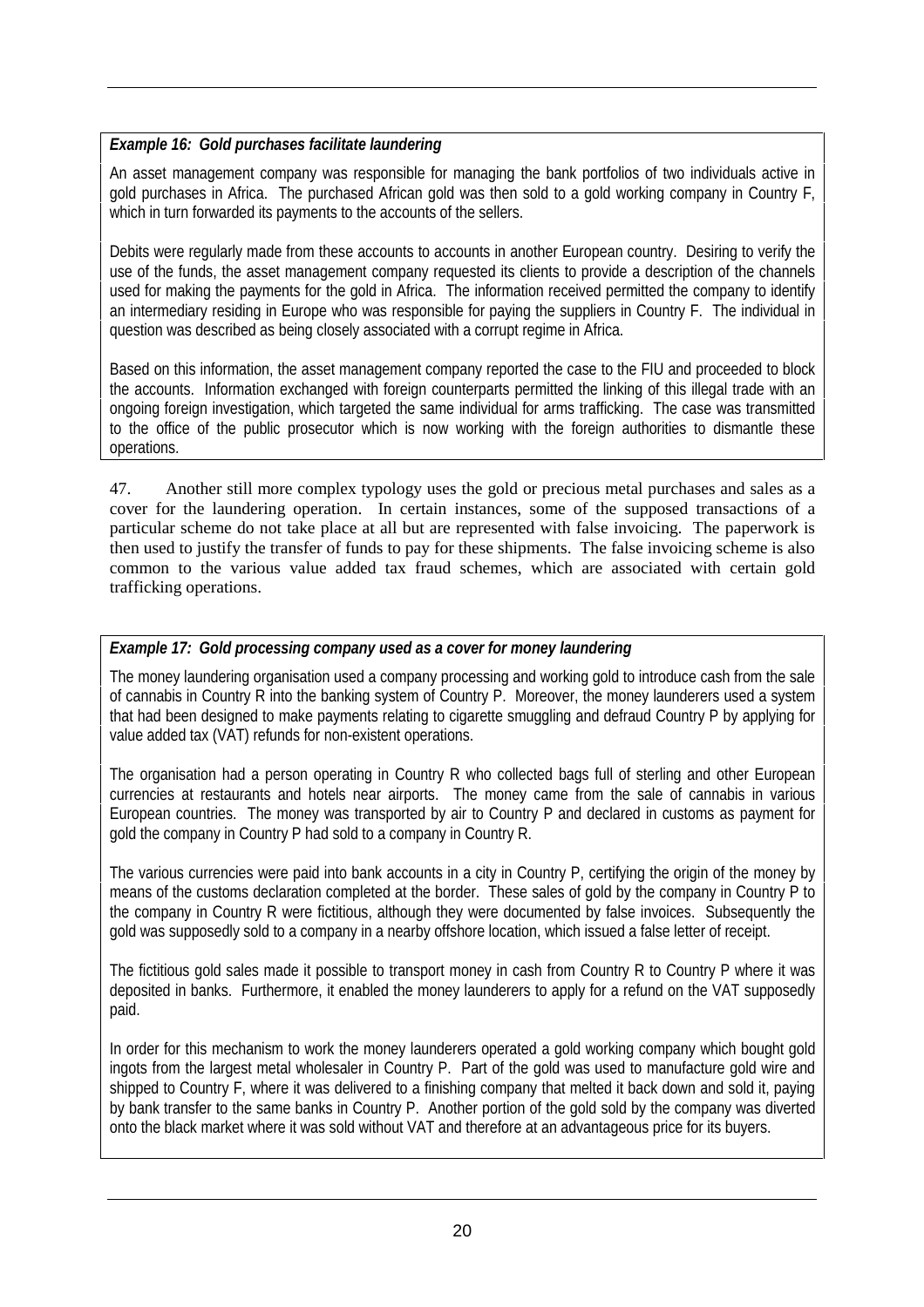***Example 16: Gold purchases facilitate laundering***

An asset management company was responsible for managing the bank portfolios of two individuals active in gold purchases in Africa. The purchased African gold was then sold to a gold working company in Country F, which in turn forwarded its payments to the accounts of the sellers.

Debits were regularly made from these accounts to accounts in another European country. Desiring to verify the use of the funds, the asset management company requested its clients to provide a description of the channels used for making the payments for the gold in Africa. The information received permitted the company to identify an intermediary residing in Europe who was responsible for paying the suppliers in Country F. The individual in question was described as being closely associated with a corrupt regime in Africa.

Based on this information, the asset management company reported the case to the FIU and proceeded to block the accounts. Information exchanged with foreign counterparts permitted the linking of this illegal trade with an ongoing foreign investigation, which targeted the same individual for arms trafficking. The case was transmitted to the office of the public prosecutor which is now working with the foreign authorities to dismantle these operations.

47. Another still more complex typology uses the gold or precious metal purchases and sales as a cover for the laundering operation. In certain instances, some of the supposed transactions of a particular scheme do not take place at all but are represented with false invoicing. The paperwork is then used to justify the transfer of funds to pay for these shipments. The false invoicing scheme is also common to the various value added tax fraud schemes, which are associated with certain gold trafficking operations.

***Example 17: Gold processing company used as a cover for money laundering***

The money laundering organisation used a company processing and working gold to introduce cash from the sale of cannabis in Country R into the banking system of Country P. Moreover, the money launderers used a system that had been designed to make payments relating to cigarette smuggling and defraud Country P by applying for value added tax (VAT) refunds for non-existent operations.

The organisation had a person operating in Country R who collected bags full of sterling and other European currencies at restaurants and hotels near airports. The money came from the sale of cannabis in various European countries. The money was transported by air to Country P and declared in customs as payment for gold the company in Country P had sold to a company in Country R.

The various currencies were paid into bank accounts in a city in Country P, certifying the origin of the money by means of the customs declaration completed at the border. These sales of gold by the company in Country P to the company in Country R were fictitious, although they were documented by false invoices. Subsequently the gold was supposedly sold to a company in a nearby offshore location, which issued a false letter of receipt.

The fictitious gold sales made it possible to transport money in cash from Country R to Country P where it was deposited in banks. Furthermore, it enabled the money launderers to apply for a refund on the VAT supposedly paid.

In order for this mechanism to work the money launderers operated a gold working company which bought gold ingots from the largest metal wholesaler in Country P. Part of the gold was used to manufacture gold wire and shipped to Country F, where it was delivered to a finishing company that melted it back down and sold it, paying by bank transfer to the same banks in Country P. Another portion of the gold sold by the company was diverted onto the black market where it was sold without VAT and therefore at an advantageous price for its buyers.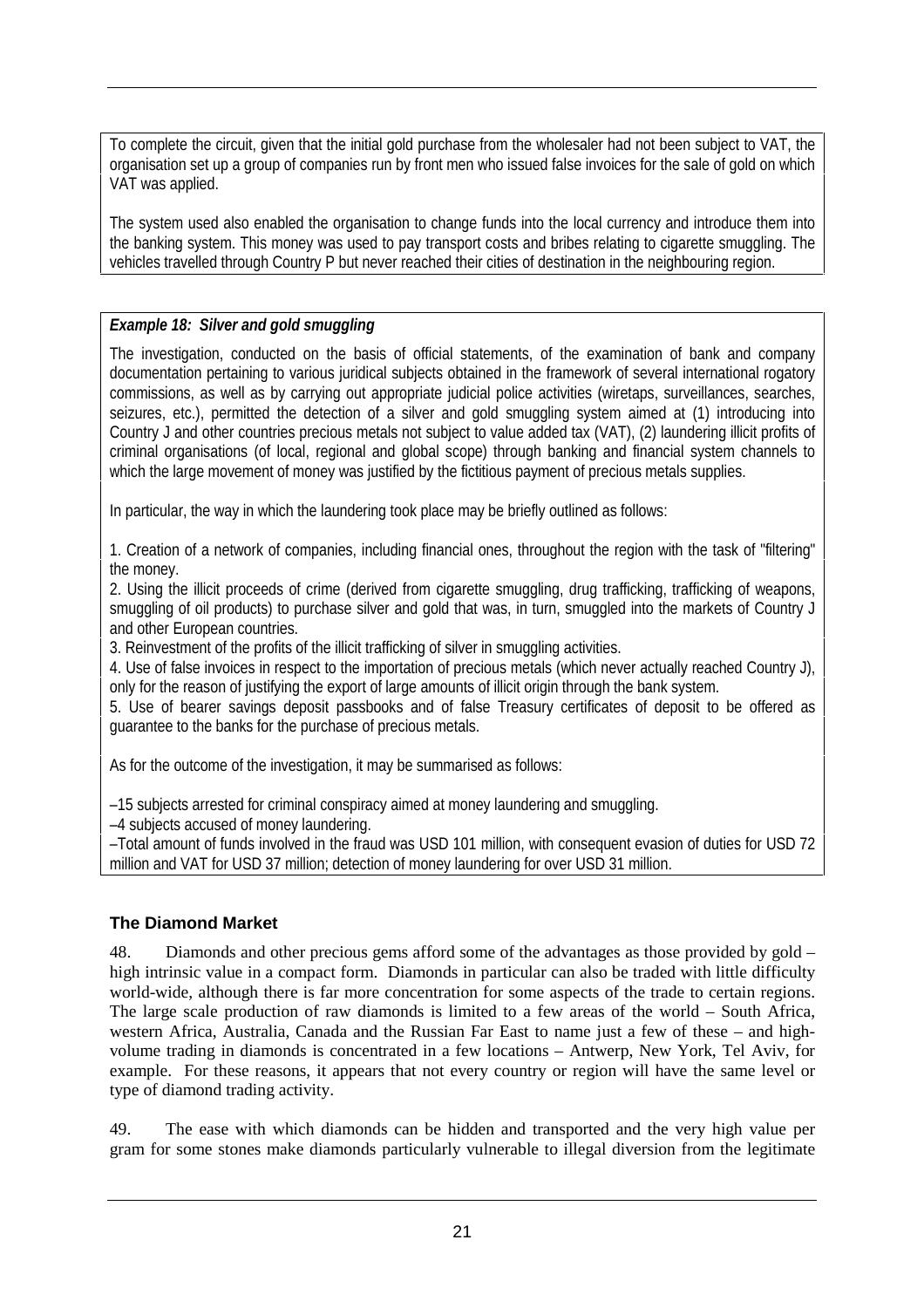To complete the circuit, given that the initial gold purchase from the wholesaler had not been subject to VAT, the organisation set up a group of companies run by front men who issued false invoices for the sale of gold on which VAT was applied.

The system used also enabled the organisation to change funds into the local currency and introduce them into the banking system. This money was used to pay transport costs and bribes relating to cigarette smuggling. The vehicles travelled through Country P but never reached their cities of destination in the neighbouring region.

***Example 18: Silver and gold smuggling***

The investigation, conducted on the basis of official statements, of the examination of bank and company documentation pertaining to various juridical subjects obtained in the framework of several international rogatory commissions, as well as by carrying out appropriate judicial police activities (wiretaps, surveillances, searches, seizures, etc.), permitted the detection of a silver and gold smuggling system aimed at (1) introducing into Country J and other countries precious metals not subject to value added tax (VAT), (2) laundering illicit profits of criminal organisations (of local, regional and global scope) through banking and financial system channels to which the large movement of money was justified by the fictitious payment of precious metals supplies.

In particular, the way in which the laundering took place may be briefly outlined as follows:

1. Creation of a network of companies, including financial ones, throughout the region with the task of "filtering" the money.
2. Using the illicit proceeds of crime (derived from cigarette smuggling, drug trafficking, trafficking of weapons, smuggling of oil products) to purchase silver and gold that was, in turn, smuggled into the markets of Country J and other European countries.
3. Reinvestment of the profits of the illicit trafficking of silver in smuggling activities.
4. Use of false invoices in respect to the importation of precious metals (which never actually reached Country J), only for the reason of justifying the export of large amounts of illicit origin through the bank system.
5. Use of bearer savings deposit passbooks and of false Treasury certificates of deposit to be offered as guarantee to the banks for the purchase of precious metals.

As for the outcome of the investigation, it may be summarised as follows:

–15 subjects arrested for criminal conspiracy aimed at money laundering and smuggling.
–4 subjects accused of money laundering.
–Total amount of funds involved in the fraud was USD 101 million, with consequent evasion of duties for USD 72 million and VAT for USD 37 million; detection of money laundering for over USD 31 million.

## The Diamond Market

48. Diamonds and other precious gems afford some of the advantages as those provided by gold – high intrinsic value in a compact form. Diamonds in particular can also be traded with little difficulty world-wide, although there is far more concentration for some aspects of the trade to certain regions. The large scale production of raw diamonds is limited to a few areas of the world – South Africa, western Africa, Australia, Canada and the Russian Far East to name just a few of these – and high-volume trading in diamonds is concentrated in a few locations – Antwerp, New York, Tel Aviv, for example. For these reasons, it appears that not every country or region will have the same level or type of diamond trading activity.

49. The ease with which diamonds can be hidden and transported and the very high value per gram for some stones make diamonds particularly vulnerable to illegal diversion from the legitimate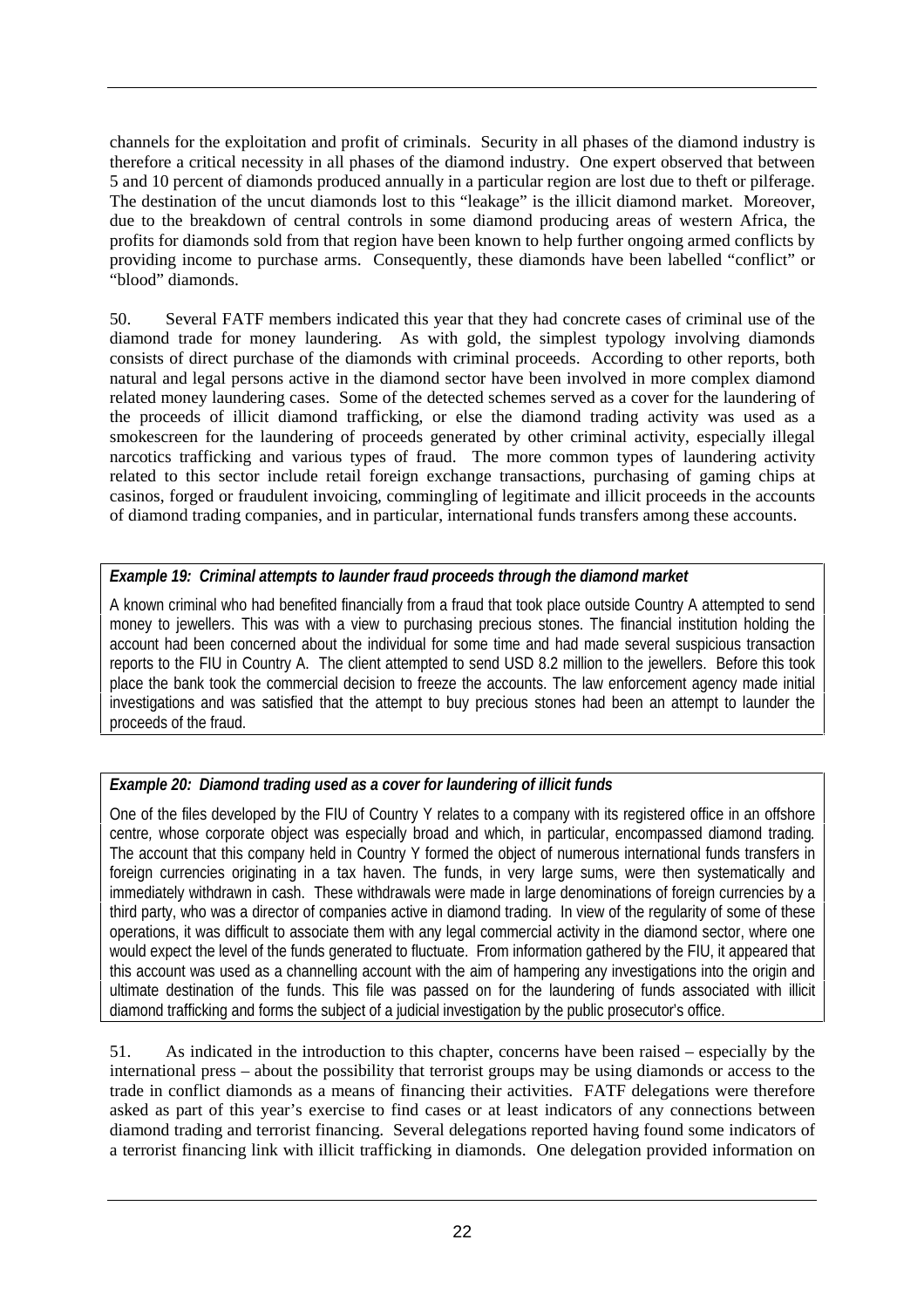channels for the exploitation and profit of criminals. Security in all phases of the diamond industry is therefore a critical necessity in all phases of the diamond industry. One expert observed that between 5 and 10 percent of diamonds produced annually in a particular region are lost due to theft or pilferage. The destination of the uncut diamonds lost to this "leakage" is the illicit diamond market. Moreover, due to the breakdown of central controls in some diamond producing areas of western Africa, the profits for diamonds sold from that region have been known to help further ongoing armed conflicts by providing income to purchase arms. Consequently, these diamonds have been labelled "conflict" or "blood" diamonds.

50. Several FATF members indicated this year that they had concrete cases of criminal use of the diamond trade for money laundering. As with gold, the simplest typology involving diamonds consists of direct purchase of the diamonds with criminal proceeds. According to other reports, both natural and legal persons active in the diamond sector have been involved in more complex diamond related money laundering cases. Some of the detected schemes served as a cover for the laundering of the proceeds of illicit diamond trafficking, or else the diamond trading activity was used as a smokescreen for the laundering of proceeds generated by other criminal activity, especially illegal narcotics trafficking and various types of fraud. The more common types of laundering activity related to this sector include retail foreign exchange transactions, purchasing of gaming chips at casinos, forged or fraudulent invoicing, commingling of legitimate and illicit proceeds in the accounts of diamond trading companies, and in particular, international funds transfers among these accounts.

***Example 19: Criminal attempts to launder fraud proceeds through the diamond market***

A known criminal who had benefited financially from a fraud that took place outside Country A attempted to send money to jewellers. This was with a view to purchasing precious stones. The financial institution holding the account had been concerned about the individual for some time and had made several suspicious transaction reports to the FIU in Country A. The client attempted to send USD 8.2 million to the jewellers. Before this took place the bank took the commercial decision to freeze the accounts. The law enforcement agency made initial investigations and was satisfied that the attempt to buy precious stones had been an attempt to launder the proceeds of the fraud.

***Example 20: Diamond trading used as a cover for laundering of illicit funds***

One of the files developed by the FIU of Country Y relates to a company with its registered office in an offshore centre, whose corporate object was especially broad and which, in particular, encompassed diamond trading. The account that this company held in Country Y formed the object of numerous international funds transfers in foreign currencies originating in a tax haven. The funds, in very large sums, were then systematically and immediately withdrawn in cash. These withdrawals were made in large denominations of foreign currencies by a third party, who was a director of companies active in diamond trading. In view of the regularity of some of these operations, it was difficult to associate them with any legal commercial activity in the diamond sector, where one would expect the level of the funds generated to fluctuate. From information gathered by the FIU, it appeared that this account was used as a channelling account with the aim of hampering any investigations into the origin and ultimate destination of the funds. This file was passed on for the laundering of funds associated with illicit diamond trafficking and forms the subject of a judicial investigation by the public prosecutor's office.

51. As indicated in the introduction to this chapter, concerns have been raised – especially by the international press – about the possibility that terrorist groups may be using diamonds or access to the trade in conflict diamonds as a means of financing their activities. FATF delegations were therefore asked as part of this year's exercise to find cases or at least indicators of any connections between diamond trading and terrorist financing. Several delegations reported having found some indicators of a terrorist financing link with illicit trafficking in diamonds. One delegation provided information on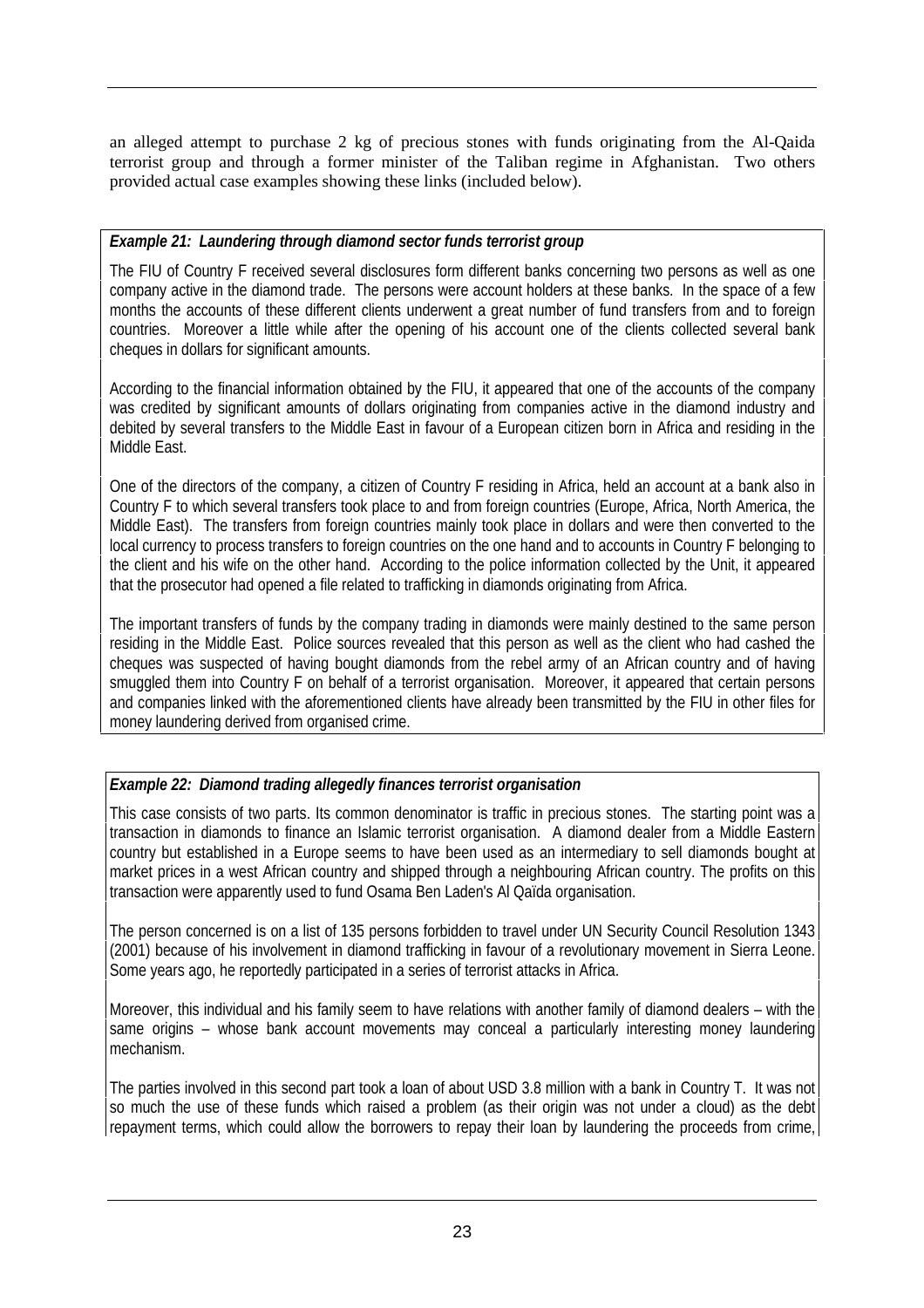an alleged attempt to purchase 2 kg of precious stones with funds originating from the Al-Qaida terrorist group and through a former minister of the Taliban regime in Afghanistan. Two others provided actual case examples showing these links (included below).

***Example 21: Laundering through diamond sector funds terrorist group***

The FIU of Country F received several disclosures form different banks concerning two persons as well as one company active in the diamond trade. The persons were account holders at these banks. In the space of a few months the accounts of these different clients underwent a great number of fund transfers from and to foreign countries. Moreover a little while after the opening of his account one of the clients collected several bank cheques in dollars for significant amounts.

According to the financial information obtained by the FIU, it appeared that one of the accounts of the company was credited by significant amounts of dollars originating from companies active in the diamond industry and debited by several transfers to the Middle East in favour of a European citizen born in Africa and residing in the Middle East.

One of the directors of the company, a citizen of Country F residing in Africa, held an account at a bank also in Country F to which several transfers took place to and from foreign countries (Europe, Africa, North America, the Middle East). The transfers from foreign countries mainly took place in dollars and were then converted to the local currency to process transfers to foreign countries on the one hand and to accounts in Country F belonging to the client and his wife on the other hand. According to the police information collected by the Unit, it appeared that the prosecutor had opened a file related to trafficking in diamonds originating from Africa.

The important transfers of funds by the company trading in diamonds were mainly destined to the same person residing in the Middle East. Police sources revealed that this person as well as the client who had cashed the cheques was suspected of having bought diamonds from the rebel army of an African country and of having smuggled them into Country F on behalf of a terrorist organisation. Moreover, it appeared that certain persons and companies linked with the aforementioned clients have already been transmitted by the FIU in other files for money laundering derived from organised crime.

***Example 22: Diamond trading allegedly finances terrorist organisation***

This case consists of two parts. Its common denominator is traffic in precious stones. The starting point was a transaction in diamonds to finance an Islamic terrorist organisation. A diamond dealer from a Middle Eastern country but established in a Europe seems to have been used as an intermediary to sell diamonds bought at market prices in a west African country and shipped through a neighbouring African country. The profits on this transaction were apparently used to fund Osama Ben Laden's Al Qaïda organisation.

The person concerned is on a list of 135 persons forbidden to travel under UN Security Council Resolution 1343 (2001) because of his involvement in diamond trafficking in favour of a revolutionary movement in Sierra Leone. Some years ago, he reportedly participated in a series of terrorist attacks in Africa.

Moreover, this individual and his family seem to have relations with another family of diamond dealers – with the same origins – whose bank account movements may conceal a particularly interesting money laundering mechanism.

The parties involved in this second part took a loan of about USD 3.8 million with a bank in Country T. It was not so much the use of these funds which raised a problem (as their origin was not under a cloud) as the debt repayment terms, which could allow the borrowers to repay their loan by laundering the proceeds from crime,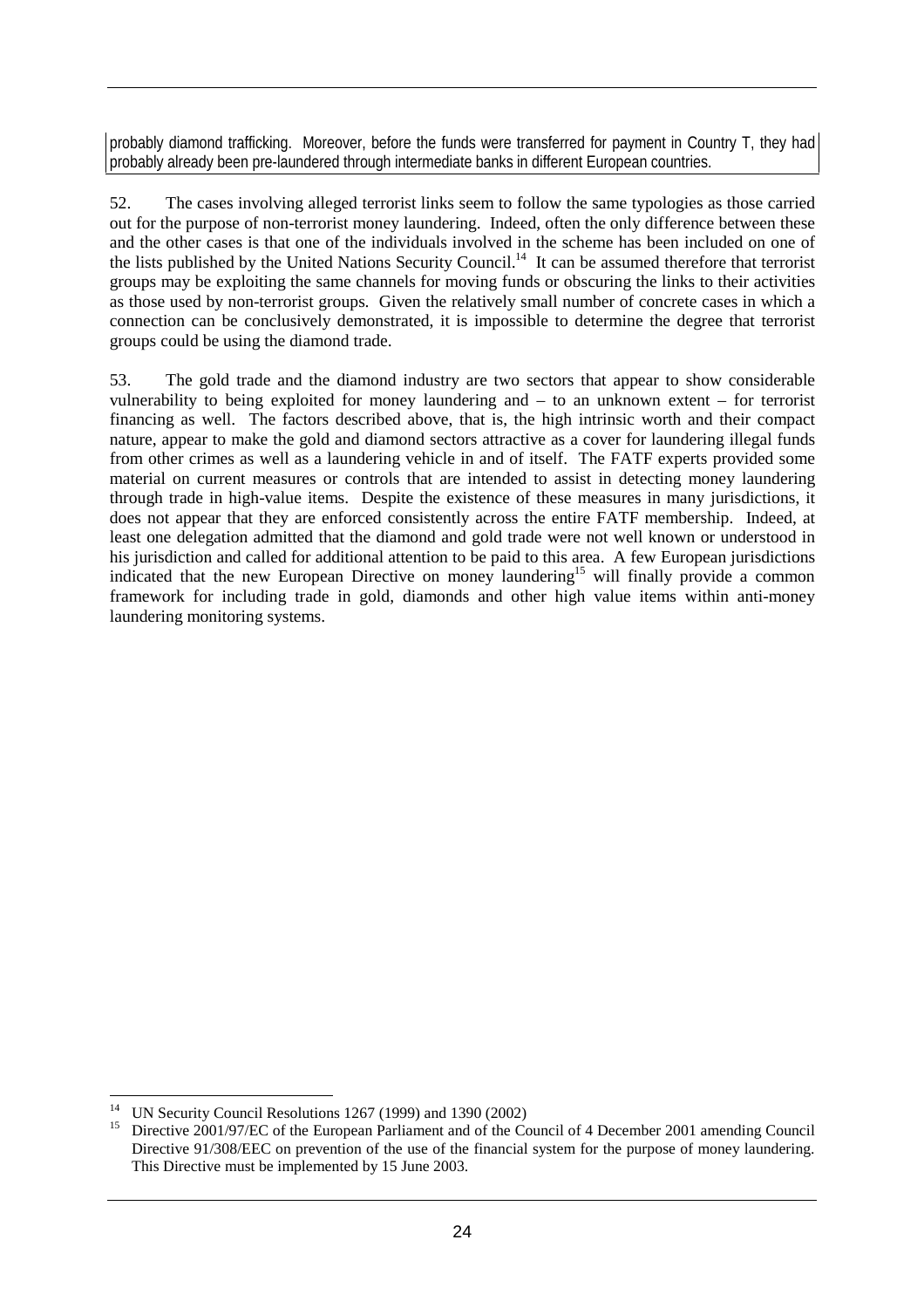probably diamond trafficking. Moreover, before the funds were transferred for payment in Country T, they had probably already been pre-laundered through intermediate banks in different European countries.

52. The cases involving alleged terrorist links seem to follow the same typologies as those carried out for the purpose of non-terrorist money laundering. Indeed, often the only difference between these and the other cases is that one of the individuals involved in the scheme has been included on one of the lists published by the United Nations Security Council.[14] It can be assumed therefore that terrorist groups may be exploiting the same channels for moving funds or obscuring the links to their activities as those used by non-terrorist groups. Given the relatively small number of concrete cases in which a connection can be conclusively demonstrated, it is impossible to determine the degree that terrorist groups could be using the diamond trade.

53. The gold trade and the diamond industry are two sectors that appear to show considerable vulnerability to being exploited for money laundering and – to an unknown extent – for terrorist financing as well. The factors described above, that is, the high intrinsic worth and their compact nature, appear to make the gold and diamond sectors attractive as a cover for laundering illegal funds from other crimes as well as a laundering vehicle in and of itself. The FATF experts provided some material on current measures or controls that are intended to assist in detecting money laundering through trade in high-value items. Despite the existence of these measures in many jurisdictions, it does not appear that they are enforced consistently across the entire FATF membership. Indeed, at least one delegation admitted that the diamond and gold trade were not well known or understood in his jurisdiction and called for additional attention to be paid to this area. A few European jurisdictions indicated that the new European Directive on money laundering[15] will finally provide a common framework for including trade in gold, diamonds and other high value items within anti-money laundering monitoring systems.

---

[14] UN Security Council Resolutions 1267 (1999) and 1390 (2002)

[15] Directive 2001/97/EC of the European Parliament and of the Council of 4 December 2001 amending Council Directive 91/308/EEC on prevention of the use of the financial system for the purpose of money laundering. This Directive must be implemented by 15 June 2003.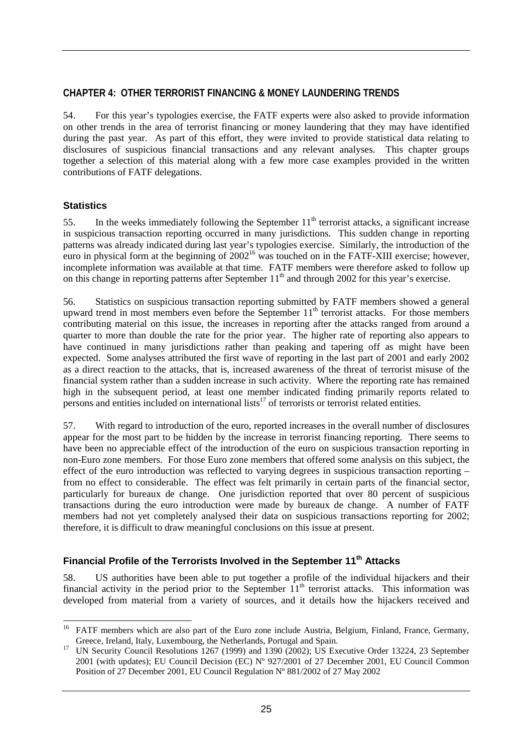## CHAPTER 4: OTHER TERRORIST FINANCING & MONEY LAUNDERING TRENDS

54. For this year's typologies exercise, the FATF experts were also asked to provide information on other trends in the area of terrorist financing or money laundering that they may have identified during the past year. As part of this effort, they were invited to provide statistical data relating to disclosures of suspicious financial transactions and any relevant analyses. This chapter groups together a selection of this material along with a few more case examples provided in the written contributions of FATF delegations.

### Statistics

55. In the weeks immediately following the September 11th terrorist attacks, a significant increase in suspicious transaction reporting occurred in many jurisdictions. This sudden change in reporting patterns was already indicated during last year's typologies exercise. Similarly, the introduction of the euro in physical form at the beginning of 2002[16] was touched on in the FATF-XIII exercise; however, incomplete information was available at that time. FATF members were therefore asked to follow up on this change in reporting patterns after September 11th and through 2002 for this year's exercise.

56. Statistics on suspicious transaction reporting submitted by FATF members showed a general upward trend in most members even before the September 11th terrorist attacks. For those members contributing material on this issue, the increases in reporting after the attacks ranged from around a quarter to more than double the rate for the prior year. The higher rate of reporting also appears to have continued in many jurisdictions rather than peaking and tapering off as might have been expected. Some analyses attributed the first wave of reporting in the last part of 2001 and early 2002 as a direct reaction to the attacks, that is, increased awareness of the threat of terrorist misuse of the financial system rather than a sudden increase in such activity. Where the reporting rate has remained high in the subsequent period, at least one member indicated finding primarily reports related to persons and entities included on international lists[17] of terrorists or terrorist related entities.

57. With regard to introduction of the euro, reported increases in the overall number of disclosures appear for the most part to be hidden by the increase in terrorist financing reporting. There seems to have been no appreciable effect of the introduction of the euro on suspicious transaction reporting in non-Euro zone members. For those Euro zone members that offered some analysis on this subject, the effect of the euro introduction was reflected to varying degrees in suspicious transaction reporting – from no effect to considerable. The effect was felt primarily in certain parts of the financial sector, particularly for bureaux de change. One jurisdiction reported that over 80 percent of suspicious transactions during the euro introduction were made by bureaux de change. A number of FATF members had not yet completely analysed their data on suspicious transactions reporting for 2002; therefore, it is difficult to draw meaningful conclusions on this issue at present.

### Financial Profile of the Terrorists Involved in the September 11th Attacks

58. US authorities have been able to put together a profile of the individual hijackers and their financial activity in the period prior to the September 11th terrorist attacks. This information was developed from material from a variety of sources, and it details how the hijackers received and

---

[16] FATF members which are also part of the Euro zone include Austria, Belgium, Finland, France, Germany, Greece, Ireland, Italy, Luxembourg, the Netherlands, Portugal and Spain.

[17] UN Security Council Resolutions 1267 (1999) and 1390 (2002); US Executive Order 13224, 23 September 2001 (with updates); EU Council Decision (EC) Nº 927/2001 of 27 December 2001, EU Council Common Position of 27 December 2001, EU Council Regulation Nº 881/2002 of 27 May 2002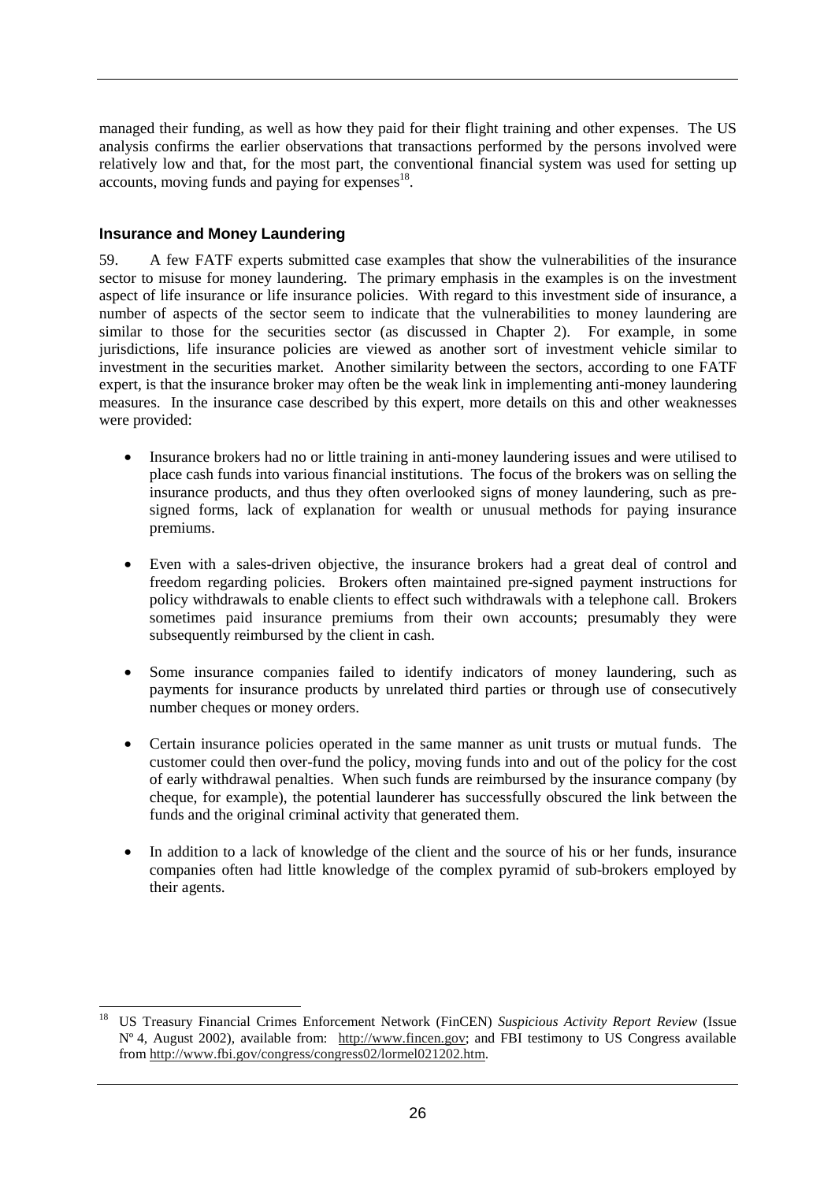managed their funding, as well as how they paid for their flight training and other expenses. The US analysis confirms the earlier observations that transactions performed by the persons involved were relatively low and that, for the most part, the conventional financial system was used for setting up accounts, moving funds and paying for expenses[18].

### Insurance and Money Laundering

59. A few FATF experts submitted case examples that show the vulnerabilities of the insurance sector to misuse for money laundering. The primary emphasis in the examples is on the investment aspect of life insurance or life insurance policies. With regard to this investment side of insurance, a number of aspects of the sector seem to indicate that the vulnerabilities to money laundering are similar to those for the securities sector (as discussed in Chapter 2). For example, in some jurisdictions, life insurance policies are viewed as another sort of investment vehicle similar to investment in the securities market. Another similarity between the sectors, according to one FATF expert, is that the insurance broker may often be the weak link in implementing anti-money laundering measures. In the insurance case described by this expert, more details on this and other weaknesses were provided:

- Insurance brokers had no or little training in anti-money laundering issues and were utilised to place cash funds into various financial institutions. The focus of the brokers was on selling the insurance products, and thus they often overlooked signs of money laundering, such as pre-signed forms, lack of explanation for wealth or unusual methods for paying insurance premiums.

- Even with a sales-driven objective, the insurance brokers had a great deal of control and freedom regarding policies. Brokers often maintained pre-signed payment instructions for policy withdrawals to enable clients to effect such withdrawals with a telephone call. Brokers sometimes paid insurance premiums from their own accounts; presumably they were subsequently reimbursed by the client in cash.

- Some insurance companies failed to identify indicators of money laundering, such as payments for insurance products by unrelated third parties or through use of consecutively number cheques or money orders.

- Certain insurance policies operated in the same manner as unit trusts or mutual funds. The customer could then over-fund the policy, moving funds into and out of the policy for the cost of early withdrawal penalties. When such funds are reimbursed by the insurance company (by cheque, for example), the potential launderer has successfully obscured the link between the funds and the original criminal activity that generated them.

- In addition to a lack of knowledge of the client and the source of his or her funds, insurance companies often had little knowledge of the complex pyramid of sub-brokers employed by their agents.

---

[18] US Treasury Financial Crimes Enforcement Network (FinCEN) *Suspicious Activity Report Review* (Issue Nº 4, August 2002), available from: http://www.fincen.gov; and FBI testimony to US Congress available from http://www.fbi.gov/congress/congress02/lormel021202.htm.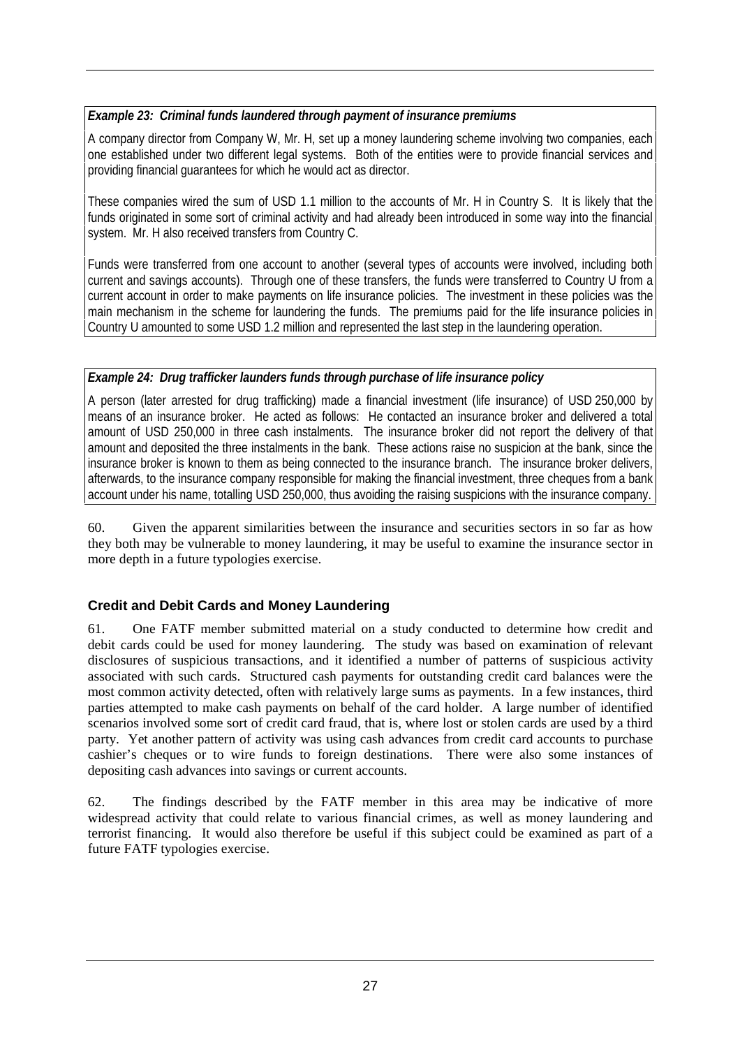***Example 23: Criminal funds laundered through payment of insurance premiums***

A company director from Company W, Mr. H, set up a money laundering scheme involving two companies, each one established under two different legal systems. Both of the entities were to provide financial services and providing financial guarantees for which he would act as director.

These companies wired the sum of USD 1.1 million to the accounts of Mr. H in Country S. It is likely that the funds originated in some sort of criminal activity and had already been introduced in some way into the financial system. Mr. H also received transfers from Country C.

Funds were transferred from one account to another (several types of accounts were involved, including both current and savings accounts). Through one of these transfers, the funds were transferred to Country U from a current account in order to make payments on life insurance policies. The investment in these policies was the main mechanism in the scheme for laundering the funds. The premiums paid for the life insurance policies in Country U amounted to some USD 1.2 million and represented the last step in the laundering operation.

***Example 24: Drug trafficker launders funds through purchase of life insurance policy***

A person (later arrested for drug trafficking) made a financial investment (life insurance) of USD 250,000 by means of an insurance broker. He acted as follows: He contacted an insurance broker and delivered a total amount of USD 250,000 in three cash instalments. The insurance broker did not report the delivery of that amount and deposited the three instalments in the bank. These actions raise no suspicion at the bank, since the insurance broker is known to them as being connected to the insurance branch. The insurance broker delivers, afterwards, to the insurance company responsible for making the financial investment, three cheques from a bank account under his name, totalling USD 250,000, thus avoiding the raising suspicions with the insurance company.

60. Given the apparent similarities between the insurance and securities sectors in so far as how they both may be vulnerable to money laundering, it may be useful to examine the insurance sector in more depth in a future typologies exercise.

### Credit and Debit Cards and Money Laundering

61. One FATF member submitted material on a study conducted to determine how credit and debit cards could be used for money laundering. The study was based on examination of relevant disclosures of suspicious transactions, and it identified a number of patterns of suspicious activity associated with such cards. Structured cash payments for outstanding credit card balances were the most common activity detected, often with relatively large sums as payments. In a few instances, third parties attempted to make cash payments on behalf of the card holder. A large number of identified scenarios involved some sort of credit card fraud, that is, where lost or stolen cards are used by a third party. Yet another pattern of activity was using cash advances from credit card accounts to purchase cashier's cheques or to wire funds to foreign destinations. There were also some instances of depositing cash advances into savings or current accounts.

62. The findings described by the FATF member in this area may be indicative of more widespread activity that could relate to various financial crimes, as well as money laundering and terrorist financing. It would also therefore be useful if this subject could be examined as part of a future FATF typologies exercise.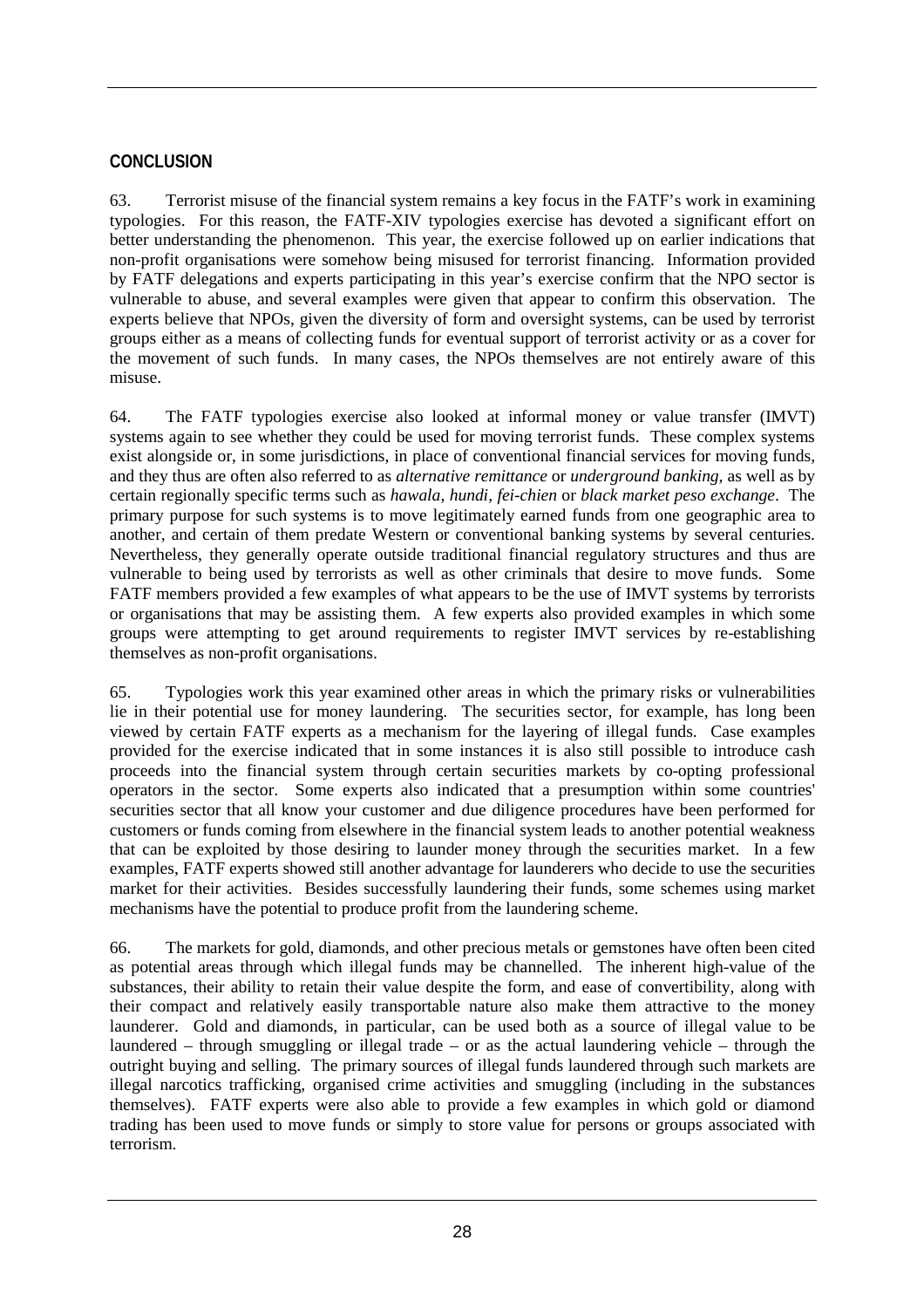## CONCLUSION

63. Terrorist misuse of the financial system remains a key focus in the FATF's work in examining typologies. For this reason, the FATF-XIV typologies exercise has devoted a significant effort on better understanding the phenomenon. This year, the exercise followed up on earlier indications that non-profit organisations were somehow being misused for terrorist financing. Information provided by FATF delegations and experts participating in this year's exercise confirm that the NPO sector is vulnerable to abuse, and several examples were given that appear to confirm this observation. The experts believe that NPOs, given the diversity of form and oversight systems, can be used by terrorist groups either as a means of collecting funds for eventual support of terrorist activity or as a cover for the movement of such funds. In many cases, the NPOs themselves are not entirely aware of this misuse.

64. The FATF typologies exercise also looked at informal money or value transfer (IMVT) systems again to see whether they could be used for moving terrorist funds. These complex systems exist alongside or, in some jurisdictions, in place of conventional financial services for moving funds, and they thus are often also referred to as *alternative remittance* or *underground banking*, as well as by certain regionally specific terms such as *hawala*, *hundi*, *fei-chien* or *black market peso exchange*. The primary purpose for such systems is to move legitimately earned funds from one geographic area to another, and certain of them predate Western or conventional banking systems by several centuries. Nevertheless, they generally operate outside traditional financial regulatory structures and thus are vulnerable to being used by terrorists as well as other criminals that desire to move funds. Some FATF members provided a few examples of what appears to be the use of IMVT systems by terrorists or organisations that may be assisting them. A few experts also provided examples in which some groups were attempting to get around requirements to register IMVT services by re-establishing themselves as non-profit organisations.

65. Typologies work this year examined other areas in which the primary risks or vulnerabilities lie in their potential use for money laundering. The securities sector, for example, has long been viewed by certain FATF experts as a mechanism for the layering of illegal funds. Case examples provided for the exercise indicated that in some instances it is also still possible to introduce cash proceeds into the financial system through certain securities markets by co-opting professional operators in the sector. Some experts also indicated that a presumption within some countries' securities sector that all know your customer and due diligence procedures have been performed for customers or funds coming from elsewhere in the financial system leads to another potential weakness that can be exploited by those desiring to launder money through the securities market. In a few examples, FATF experts showed still another advantage for launderers who decide to use the securities market for their activities. Besides successfully laundering their funds, some schemes using market mechanisms have the potential to produce profit from the laundering scheme.

66. The markets for gold, diamonds, and other precious metals or gemstones have often been cited as potential areas through which illegal funds may be channelled. The inherent high-value of the substances, their ability to retain their value despite the form, and ease of convertibility, along with their compact and relatively easily transportable nature also make them attractive to the money launderer. Gold and diamonds, in particular, can be used both as a source of illegal value to be laundered – through smuggling or illegal trade – or as the actual laundering vehicle – through the outright buying and selling. The primary sources of illegal funds laundered through such markets are illegal narcotics trafficking, organised crime activities and smuggling (including in the substances themselves). FATF experts were also able to provide a few examples in which gold or diamond trading has been used to move funds or simply to store value for persons or groups associated with terrorism.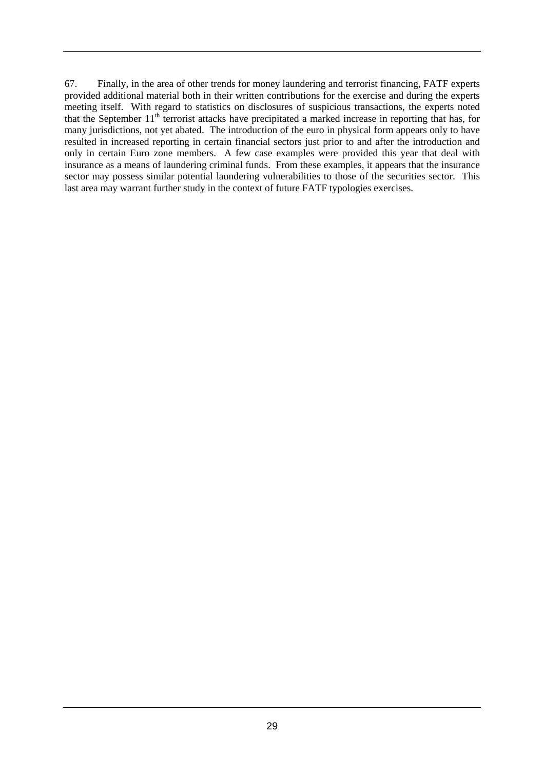67. Finally, in the area of other trends for money laundering and terrorist financing, FATF experts provided additional material both in their written contributions for the exercise and during the experts meeting itself. With regard to statistics on disclosures of suspicious transactions, the experts noted that the September 11th terrorist attacks have precipitated a marked increase in reporting that has, for many jurisdictions, not yet abated. The introduction of the euro in physical form appears only to have resulted in increased reporting in certain financial sectors just prior to and after the introduction and only in certain Euro zone members. A few case examples were provided this year that deal with insurance as a means of laundering criminal funds. From these examples, it appears that the insurance sector may possess similar potential laundering vulnerabilities to those of the securities sector. This last area may warrant further study in the context of future FATF typologies exercises.